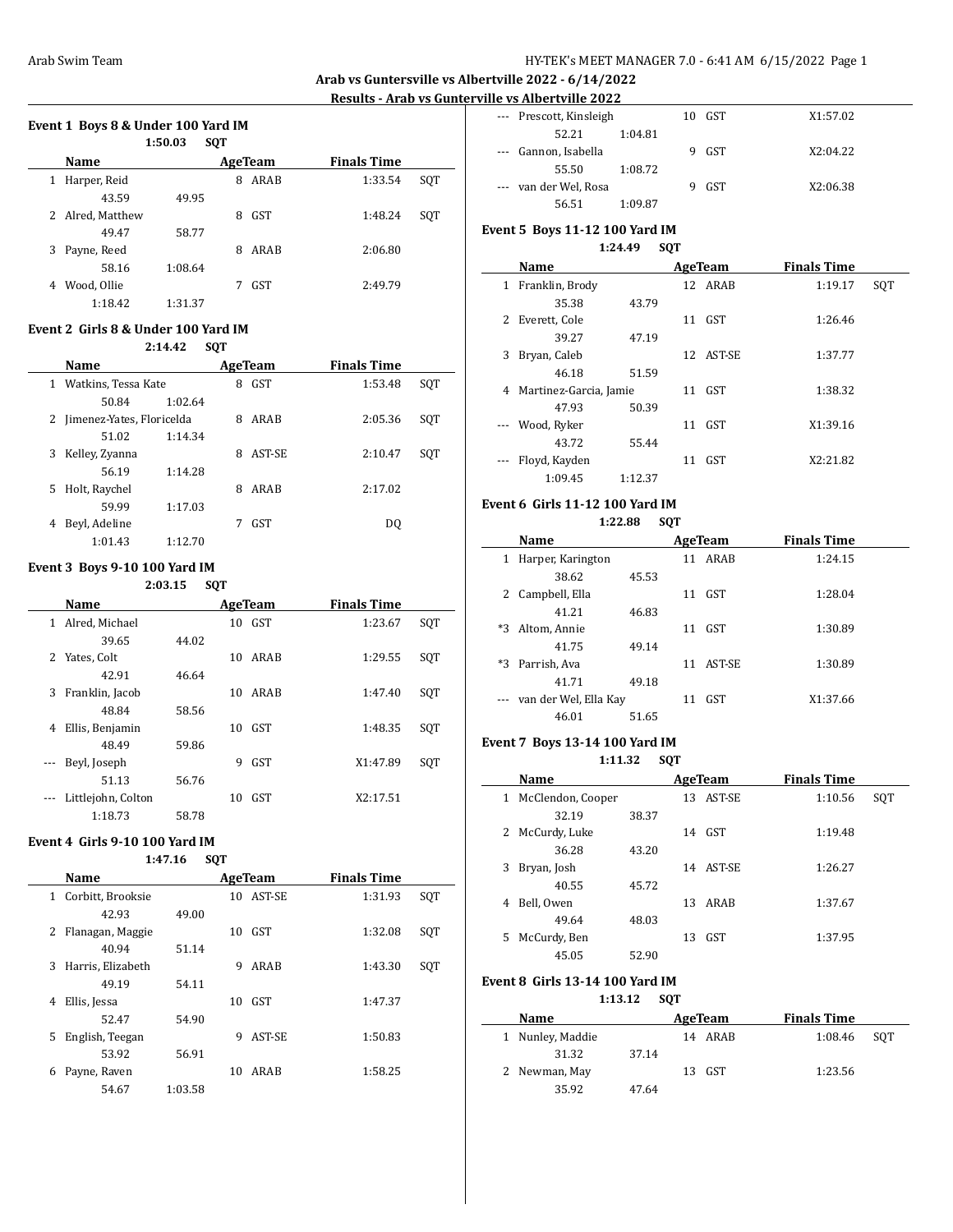## Arab vs Guntersville vs Albertville 2022 - 6/14/2022

### Results - Arab vs Guntersville vs Albertville 2022

#### Event 1 Boys 8 & Under 100 Yard IM

1:50.03 SQT

| | Name | Age | Team | Finals Time | |
|---|---|---|---|---|---|
| 1 | Harper, Reid | 8 | ARAB | 1:33.54 | SQT |
| | 43.59 | 49.95 | | | |
| 2 | Alred, Matthew | 8 | GST | 1:48.24 | SQT |
| | 49.47 | 58.77 | | | |
| 3 | Payne, Reed | 8 | ARAB | 2:06.80 | |
| | 58.16 | 1:08.64 | | | |
| 4 | Wood, Ollie | 7 | GST | 2:49.79 | |
| | 1:18.42 | 1:31.37 | | | |

#### Event 2 Girls 8 & Under 100 Yard IM

2:14.42 SQT

| | Name | Age | Team | Finals Time | |
|---|---|---|---|---|---|
| 1 | Watkins, Tessa Kate | 8 | GST | 1:53.48 | SQT |
| | 50.84 | 1:02.64 | | | |
| 2 | Jimenez-Yates, Floricelda | 8 | ARAB | 2:05.36 | SQT |
| | 51.02 | 1:14.34 | | | |
| 3 | Kelley, Zyanna | 8 | AST-SE | 2:10.47 | SQT |
| | 56.19 | 1:14.28 | | | |
| 5 | Holt, Raychel | 8 | ARAB | 2:17.02 | |
| | 59.99 | 1:17.03 | | | |
| 4 | Beyl, Adeline | 7 | GST | DQ | |
| | 1:01.43 | 1:12.70 | | | |

#### Event 3 Boys 9-10 100 Yard IM

2:03.15 SQT

| | Name | Age | Team | Finals Time | |
|---|---|---|---|---|---|
| 1 | Alred, Michael | 10 | GST | 1:23.67 | SQT |
| | 39.65 | 44.02 | | | |
| 2 | Yates, Colt | 10 | ARAB | 1:29.55 | SQT |
| | 42.91 | 46.64 | | | |
| 3 | Franklin, Jacob | 10 | ARAB | 1:47.40 | SQT |
| | 48.84 | 58.56 | | | |
| 4 | Ellis, Benjamin | 10 | GST | 1:48.35 | SQT |
| | 48.49 | 59.86 | | | |
| --- | Beyl, Joseph | 9 | GST | X1:47.89 | SQT |
| | 51.13 | 56.76 | | | |
| --- | Littlejohn, Colton | 10 | GST | X2:17.51 | |
| | 1:18.73 | 58.78 | | | |

#### Event 4 Girls 9-10 100 Yard IM

1:47.16 SQT

| | Name | Age | Team | Finals Time | |
|---|---|---|---|---|---|
| 1 | Corbitt, Brooksie | 10 | AST-SE | 1:31.93 | SQT |
| | 42.93 | 49.00 | | | |
| 2 | Flanagan, Maggie | 10 | GST | 1:32.08 | SQT |
| | 40.94 | 51.14 | | | |
| 3 | Harris, Elizabeth | 9 | ARAB | 1:43.30 | SQT |
| | 49.19 | 54.11 | | | |
| 4 | Ellis, Jessa | 10 | GST | 1:47.37 | |
| | 52.47 | 54.90 | | | |
| 5 | English, Teegan | 9 | AST-SE | 1:50.83 | |
| | 53.92 | 56.91 | | | |
| 6 | Payne, Raven | 10 | ARAB | 1:58.25 | |
| | 54.67 | 1:03.58 | | | |
| --- | Prescott, Kinsleigh | 10 | GST | X1:57.02 | |
| | 52.21 | 1:04.81 | | | |
| --- | Gannon, Isabella | 9 | GST | X2:04.22 | |
| | 55.50 | 1:08.72 | | | |
| --- | van der Wel, Rosa | 9 | GST | X2:06.38 | |
| | 56.51 | 1:09.87 | | | |

#### Event 5 Boys 11-12 100 Yard IM

1:24.49 SQT

| | Name | Age | Team | Finals Time | |
|---|---|---|---|---|---|
| 1 | Franklin, Brody | 12 | ARAB | 1:19.17 | SQT |
| | 35.38 | 43.79 | | | |
| 2 | Everett, Cole | 11 | GST | 1:26.46 | |
| | 39.27 | 47.19 | | | |
| 3 | Bryan, Caleb | 12 | AST-SE | 1:37.77 | |
| | 46.18 | 51.59 | | | |
| 4 | Martinez-Garcia, Jamie | 11 | GST | 1:38.32 | |
| | 47.93 | 50.39 | | | |
| --- | Wood, Ryker | 11 | GST | X1:39.16 | |
| | 43.72 | 55.44 | | | |
| --- | Floyd, Kayden | 11 | GST | X2:21.82 | |
| | 1:09.45 | 1:12.37 | | | |

#### Event 6 Girls 11-12 100 Yard IM

1:22.88 SQT

| | Name | Age | Team | Finals Time | |
|---|---|---|---|---|---|
| 1 | Harper, Karington | 11 | ARAB | 1:24.15 | |
| | 38.62 | 45.53 | | | |
| 2 | Campbell, Ella | 11 | GST | 1:28.04 | |
| | 41.21 | 46.83 | | | |
| *3 | Altom, Annie | 11 | GST | 1:30.89 | |
| | 41.75 | 49.14 | | | |
| *3 | Parrish, Ava | 11 | AST-SE | 1:30.89 | |
| | 41.71 | 49.18 | | | |
| --- | van der Wel, Ella Kay | 11 | GST | X1:37.66 | |
| | 46.01 | 51.65 | | | |

#### Event 7 Boys 13-14 100 Yard IM

1:11.32 SQT

| | Name | Age | Team | Finals Time | |
|---|---|---|---|---|---|
| 1 | McClendon, Cooper | 13 | AST-SE | 1:10.56 | SQT |
| | 32.19 | 38.37 | | | |
| 2 | McCurdy, Luke | 14 | GST | 1:19.48 | |
| | 36.28 | 43.20 | | | |
| 3 | Bryan, Josh | 14 | AST-SE | 1:26.27 | |
| | 40.55 | 45.72 | | | |
| 4 | Bell, Owen | 13 | ARAB | 1:37.67 | |
| | 49.64 | 48.03 | | | |
| 5 | McCurdy, Ben | 13 | GST | 1:37.95 | |
| | 45.05 | 52.90 | | | |

#### Event 8 Girls 13-14 100 Yard IM

1:13.12 SQT

| | Name | Age | Team | Finals Time | |
|---|---|---|---|---|---|
| 1 | Nunley, Maddie | 14 | ARAB | 1:08.46 | SQT |
| | 31.32 | 37.14 | | | |
| 2 | Newman, May | 13 | GST | 1:23.56 | |
| | 35.92 | 47.64 | | | |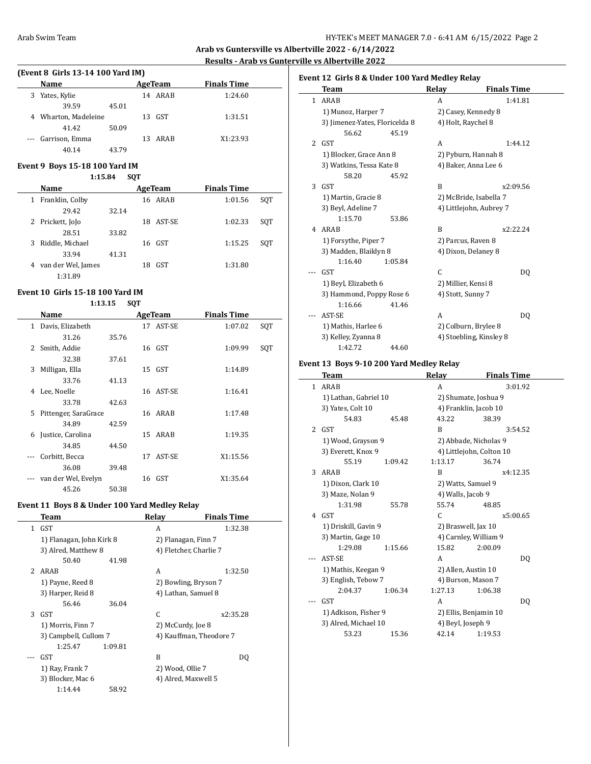## Arab vs Guntersville vs Albertville 2022 - 6/14/2022

### Results - Arab vs Gunterville vs Albertville 2022

#### (Event 8 Girls 13-14 100 Yard IM)

| | Name | Age | Team | Finals Time | |
|---|---|---|---|---|---|
| 3 | Yates, Kylie | 14 | ARAB | 1:24.60 | |
| | 39.59 45.01 | | | | |
| 4 | Wharton, Madeleine | 13 | GST | 1:31.51 | |
| | 41.42 50.09 | | | | |
| --- | Garrison, Emma | 13 | ARAB | X1:23.93 | |
| | 40.14 43.79 | | | | |

#### Event 9 Boys 15-18 100 Yard IM

1:15.84 SQT

| | Name | Age | Team | Finals Time | |
|---|---|---|---|---|---|
| 1 | Franklin, Colby | 16 | ARAB | 1:01.56 | SQT |
| | 29.42 32.14 | | | | |
| 2 | Prickett, JoJo | 18 | AST-SE | 1:02.33 | SQT |
| | 28.51 33.82 | | | | |
| 3 | Riddle, Michael | 16 | GST | 1:15.25 | SQT |
| | 33.94 41.31 | | | | |
| 4 | van der Wel, James | 18 | GST | 1:31.80 | |
| | 1:31.89 | | | | |

#### Event 10 Girls 15-18 100 Yard IM

1:13.15 SQT

| | Name | Age | Team | Finals Time | |
|---|---|---|---|---|---|
| 1 | Davis, Elizabeth | 17 | AST-SE | 1:07.02 | SQT |
| | 31.26 35.76 | | | | |
| 2 | Smith, Addie | 16 | GST | 1:09.99 | SQT |
| | 32.38 37.61 | | | | |
| 3 | Milligan, Ella | 15 | GST | 1:14.89 | |
| | 33.76 41.13 | | | | |
| 4 | Lee, Noelle | 16 | AST-SE | 1:16.41 | |
| | 33.78 42.63 | | | | |
| 5 | Pittenger, SaraGrace | 16 | ARAB | 1:17.48 | |
| | 34.89 42.59 | | | | |
| 6 | Justice, Carolina | 15 | ARAB | 1:19.35 | |
| | 34.85 44.50 | | | | |
| --- | Corbitt, Becca | 17 | AST-SE | X1:15.56 | |
| | 36.08 39.48 | | | | |
| --- | van der Wel, Evelyn | 16 | GST | X1:35.64 | |
| | 45.26 50.38 | | | | |

#### Event 11 Boys 8 & Under 100 Yard Medley Relay

| | Team | Relay | Finals Time |
|---|---|---|---|
| 1 | GST | A | 1:32.38 |
| | 1) Flanagan, John Kirk 8 | 2) Flanagan, Finn 7 | |
| | 3) Alred, Matthew 8 | 4) Fletcher, Charlie 7 | |
| | 50.40 41.98 | | |
| 2 | ARAB | A | 1:32.50 |
| | 1) Payne, Reed 8 | 2) Bowling, Bryson 7 | |
| | 3) Harper, Reid 8 | 4) Lathan, Samuel 8 | |
| | 56.46 36.04 | | |
| 3 | GST | C | x2:35.28 |
| | 1) Morris, Finn 7 | 2) McCurdy, Joe 8 | |
| | 3) Campbell, Cullom 7 | 4) Kauffman, Theodore 7 | |
| | 1:25.47 1:09.81 | | |
| --- | GST | B | DQ |
| | 1) Ray, Frank 7 | 2) Wood, Ollie 7 | |
| | 3) Blocker, Mac 6 | 4) Alred, Maxwell 5 | |
| | 1:14.44 58.92 | | |

#### Event 12 Girls 8 & Under 100 Yard Medley Relay

| | Team | Relay | Finals Time |
|---|---|---|---|
| 1 | ARAB | A | 1:41.81 |
| | 1) Munoz, Harper 7 | 2) Casey, Kennedy 8 | |
| | 3) Jimenez-Yates, Floricelda 8 | 4) Holt, Raychel 8 | |
| | 56.62 45.19 | | |
| 2 | GST | A | 1:44.12 |
| | 1) Blocker, Grace Ann 8 | 2) Pyburn, Hannah 8 | |
| | 3) Watkins, Tessa Kate 8 | 4) Baker, Anna Lee 6 | |
| | 58.20 45.92 | | |
| 3 | GST | B | x2:09.56 |
| | 1) Martin, Gracie 8 | 2) McBride, Isabella 7 | |
| | 3) Beyl, Adeline 7 | 4) Littlejohn, Aubrey 7 | |
| | 1:15.70 53.86 | | |
| 4 | ARAB | B | x2:22.24 |
| | 1) Forsythe, Piper 7 | 2) Parcus, Raven 8 | |
| | 3) Madden, Blaiklyn 8 | 4) Dixon, Delaney 8 | |
| | 1:16.40 1:05.84 | | |
| --- | GST | C | DQ |
| | 1) Beyl, Elizabeth 6 | 2) Millier, Kensi 8 | |
| | 3) Hammond, Poppy Rose 6 | 4) Stott, Sunny 7 | |
| | 1:16.66 41.46 | | |
| --- | AST-SE | A | DQ |
| | 1) Mathis, Harlee 6 | 2) Colburn, Brylee 8 | |
| | 3) Kelley, Zyanna 8 | 4) Stoebling, Kinsley 8 | |
| | 1:42.72 44.60 | | |

#### Event 13 Boys 9-10 200 Yard Medley Relay

| | Team | Relay | Finals Time |
|---|---|---|---|
| 1 | ARAB | A | 3:01.92 |
| | 1) Lathan, Gabriel 10 | 2) Shumate, Joshua 9 | |
| | 3) Yates, Colt 10 | 4) Franklin, Jacob 10 | |
| | 54.83 45.48 | 43.22 38.39 | |
| 2 | GST | B | 3:54.52 |
| | 1) Wood, Grayson 9 | 2) Abbade, Nicholas 9 | |
| | 3) Everett, Knox 9 | 4) Littlejohn, Colton 10 | |
| | 55.19 1:09.42 | 1:13.17 36.74 | |
| 3 | ARAB | B | x4:12.35 |
| | 1) Dixon, Clark 10 | 2) Watts, Samuel 9 | |
| | 3) Maze, Nolan 9 | 4) Walls, Jacob 9 | |
| | 1:31.98 55.78 | 55.74 48.85 | |
| 4 | GST | C | x5:00.65 |
| | 1) Driskill, Gavin 9 | 2) Braswell, Jax 10 | |
| | 3) Martin, Gage 10 | 4) Carnley, William 9 | |
| | 1:29.08 1:15.66 | 15.82 2:00.09 | |
| --- | AST-SE | A | DQ |
| | 1) Mathis, Keegan 9 | 2) Allen, Austin 10 | |
| | 3) English, Tebow 7 | 4) Burson, Mason 7 | |
| | 2:04.37 1:06.34 | 1:27.13 1:06.38 | |
| --- | GST | A | DQ |
| | 1) Adkison, Fisher 9 | 2) Ellis, Benjamin 10 | |
| | 3) Alred, Michael 10 | 4) Beyl, Joseph 9 | |
| | 53.23 15.36 | 42.14 1:19.53 | |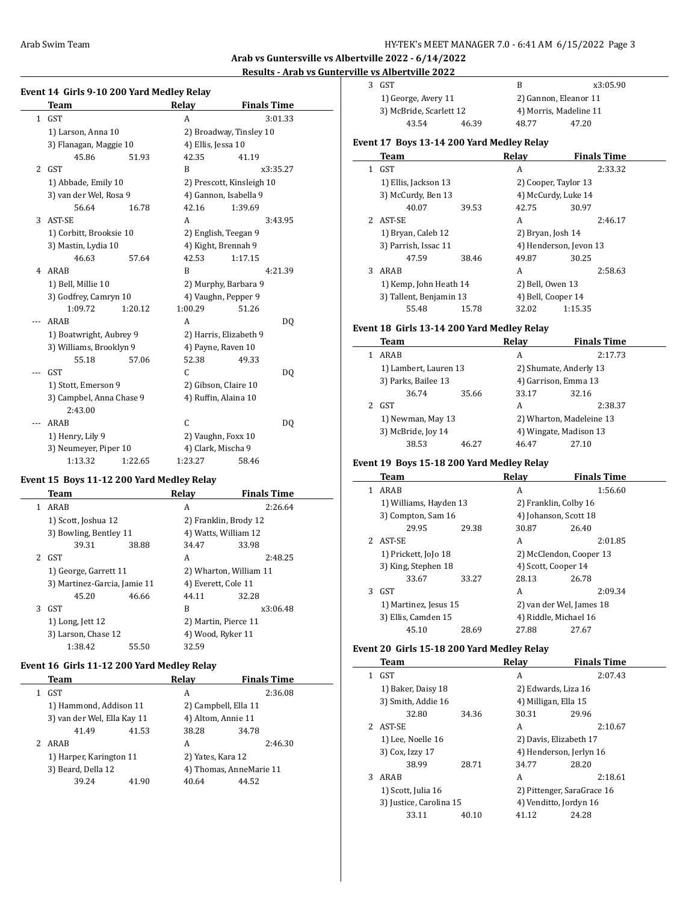**Arab vs Guntersville vs Albertville 2022 - 6/14/2022**

**Results - Arab vs Gunterville vs Albertville 2022**

### Event 14 Girls 9-10 200 Yard Medley Relay

| | Team | Relay | Finals Time |
|---|---|---|---|
| 1 | GST | A | 3:01.33 |
| | 1) Larson, Anna 10 | 2) Broadway, Tinsley 10 | |
| | 3) Flanagan, Maggie 10 | 4) Ellis, Jessa 10 | |
| | 45.86 51.93 | 42.35 41.19 | |
| 2 | GST | B | x3:35.27 |
| | 1) Abbade, Emily 10 | 2) Prescott, Kinsleigh 10 | |
| | 3) van der Wel, Rosa 9 | 4) Gannon, Isabella 9 | |
| | 56.64 16.78 | 42.16 1:39.69 | |
| 3 | AST-SE | A | 3:43.95 |
| | 1) Corbitt, Brooksie 10 | 2) English, Teegan 9 | |
| | 3) Mastin, Lydia 10 | 4) Kight, Brennah 9 | |
| | 46.63 57.64 | 42.53 1:17.15 | |
| 4 | ARAB | B | 4:21.39 |
| | 1) Bell, Millie 10 | 2) Murphy, Barbara 9 | |
| | 3) Godfrey, Camryn 10 | 4) Vaughn, Pepper 9 | |
| | 1:09.72 1:20.12 | 1:00.29 51.26 | |
| --- | ARAB | A | DQ |
| | 1) Boatwright, Aubrey 9 | 2) Harris, Elizabeth 9 | |
| | 3) Williams, Brooklyn 9 | 4) Payne, Raven 10 | |
| | 55.18 57.06 | 52.38 49.33 | |
| --- | GST | C | DQ |
| | 1) Stott, Emerson 9 | 2) Gibson, Claire 10 | |
| | 3) Campbel, Anna Chase 9 | 4) Ruffin, Alaina 10 | |
| | 2:43.00 | | |
| --- | ARAB | C | DQ |
| | 1) Henry, Lily 9 | 2) Vaughn, Foxx 10 | |
| | 3) Neumeyer, Piper 10 | 4) Clark, Mischa 9 | |
| | 1:13.32 1:22.65 | 1:23.27 58.46 | |

### Event 15 Boys 11-12 200 Yard Medley Relay

| | Team | Relay | Finals Time |
|---|---|---|---|
| 1 | ARAB | A | 2:26.64 |
| | 1) Scott, Joshua 12 | 2) Franklin, Brody 12 | |
| | 3) Bowling, Bentley 11 | 4) Watts, William 12 | |
| | 39.31 38.88 | 34.47 33.98 | |
| 2 | GST | A | 2:48.25 |
| | 1) George, Garrett 11 | 2) Wharton, William 11 | |
| | 3) Martinez-Garcia, Jamie 11 | 4) Everett, Cole 11 | |
| | 45.20 46.66 | 44.11 32.28 | |
| 3 | GST | B | x3:06.48 |
| | 1) Long, Jett 12 | 2) Martin, Pierce 11 | |
| | 3) Larson, Chase 12 | 4) Wood, Ryker 11 | |
| | 1:38.42 55.50 | 32.59 | |

### Event 16 Girls 11-12 200 Yard Medley Relay

| | Team | Relay | Finals Time |
|---|---|---|---|
| 1 | GST | A | 2:36.08 |
| | 1) Hammond, Addison 11 | 2) Campbell, Ella 11 | |
| | 3) van der Wel, Ella Kay 11 | 4) Altom, Annie 11 | |
| | 41.49 41.53 | 38.28 34.78 | |
| 2 | ARAB | A | 2:46.30 |
| | 1) Harper, Karington 11 | 2) Yates, Kara 12 | |
| | 3) Beard, Della 12 | 4) Thomas, AnneMarie 11 | |
| | 39.24 41.90 | 40.64 44.52 | |
| 3 | GST | B | x3:05.90 |
| | 1) George, Avery 11 | 2) Gannon, Eleanor 11 | |
| | 3) McBride, Scarlett 12 | 4) Morris, Madeline 11 | |
| | 43.54 46.39 | 48.77 47.20 | |

### Event 17 Boys 13-14 200 Yard Medley Relay

| | Team | Relay | Finals Time |
|---|---|---|---|
| 1 | GST | A | 2:33.32 |
| | 1) Ellis, Jackson 13 | 2) Cooper, Taylor 13 | |
| | 3) McCurdy, Ben 13 | 4) McCurdy, Luke 14 | |
| | 40.07 39.53 | 42.75 30.97 | |
| 2 | AST-SE | A | 2:46.17 |
| | 1) Bryan, Caleb 12 | 2) Bryan, Josh 14 | |
| | 3) Parrish, Issac 11 | 4) Henderson, Jevon 13 | |
| | 47.59 38.46 | 49.87 30.25 | |
| 3 | ARAB | A | 2:58.63 |
| | 1) Kemp, John Heath 14 | 2) Bell, Owen 13 | |
| | 3) Tallent, Benjamin 13 | 4) Bell, Cooper 14 | |
| | 55.48 15.78 | 32.02 1:15.35 | |

### Event 18 Girls 13-14 200 Yard Medley Relay

| | Team | Relay | Finals Time |
|---|---|---|---|
| 1 | ARAB | A | 2:17.73 |
| | 1) Lambert, Lauren 13 | 2) Shumate, Anderly 13 | |
| | 3) Parks, Bailee 13 | 4) Garrison, Emma 13 | |
| | 36.74 35.66 | 33.17 32.16 | |
| 2 | GST | A | 2:38.37 |
| | 1) Newman, May 13 | 2) Wharton, Madeleine 13 | |
| | 3) McBride, Joy 14 | 4) Wingate, Madison 13 | |
| | 38.53 46.27 | 46.47 27.10 | |

### Event 19 Boys 15-18 200 Yard Medley Relay

| | Team | Relay | Finals Time |
|---|---|---|---|
| 1 | ARAB | A | 1:56.60 |
| | 1) Williams, Hayden 13 | 2) Franklin, Colby 16 | |
| | 3) Compton, Sam 16 | 4) Johanson, Scott 18 | |
| | 29.95 29.38 | 30.87 26.40 | |
| 2 | AST-SE | A | 2:01.85 |
| | 1) Prickett, JoJo 18 | 2) McClendon, Cooper 13 | |
| | 3) King, Stephen 18 | 4) Scott, Cooper 14 | |
| | 33.67 33.27 | 28.13 26.78 | |
| 3 | GST | A | 2:09.34 |
| | 1) Martinez, Jesus 15 | 2) van der Wel, James 18 | |
| | 3) Ellis, Camden 15 | 4) Riddle, Michael 16 | |
| | 45.10 28.69 | 27.88 27.67 | |

### Event 20 Girls 15-18 200 Yard Medley Relay

| | Team | Relay | Finals Time |
|---|---|---|---|
| 1 | GST | A | 2:07.43 |
| | 1) Baker, Daisy 18 | 2) Edwards, Liza 16 | |
| | 3) Smith, Addie 16 | 4) Milligan, Ella 15 | |
| | 32.80 34.36 | 30.31 29.96 | |
| 2 | AST-SE | A | 2:10.67 |
| | 1) Lee, Noelle 16 | 2) Davis, Elizabeth 17 | |
| | 3) Cox, Izzy 17 | 4) Henderson, Jerlyn 16 | |
| | 38.99 28.71 | 34.77 28.20 | |
| 3 | ARAB | A | 2:18.61 |
| | 1) Scott, Julia 16 | 2) Pittenger, SaraGrace 16 | |
| | 3) Justice, Carolina 15 | 4) Venditto, Jordyn 16 | |
| | 33.11 40.10 | 41.12 24.28 | |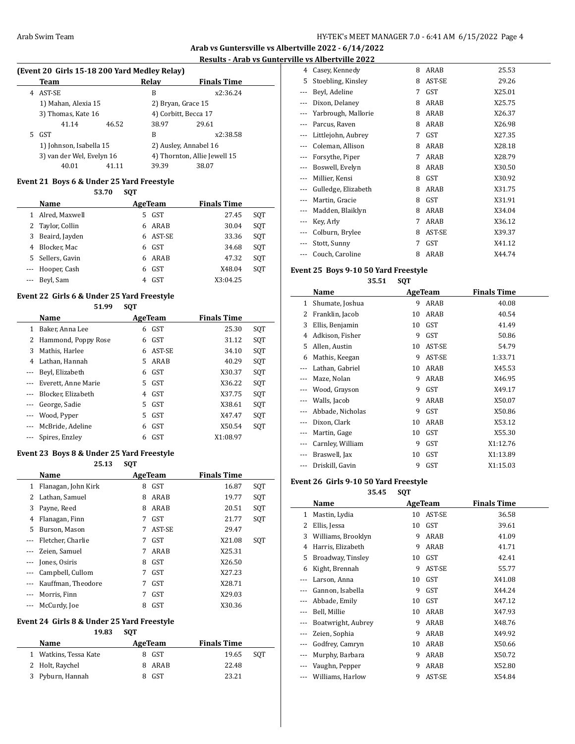## Arab vs Guntersville vs Albertville 2022 - 6/14/2022

### Results - Arab vs Gunterville vs Albertville 2022

**(Event 20 Girls 15-18 200 Yard Medley Relay)**

| | Team | Relay | Finals Time |
|---|---|---|---|
| 4 | AST-SE | B | x2:36.24 |
| | 1) Mahan, Alexia 15 | 2) Bryan, Grace 15 | |
| | 3) Thomas, Kate 16 | 4) Corbitt, Becca 17 | |
| | 41.14 46.52 | 38.97 29.61 | |
| 5 | GST | B | x2:38.58 |
| | 1) Johnson, Isabella 15 | 2) Ausley, Annabel 16 | |
| | 3) van der Wel, Evelyn 16 | 4) Thornton, Allie Jewell 15 | |
| | 40.01 41.11 | 39.39 38.07 | |

**Event 21 Boys 6 & Under 25 Yard Freestyle**

53.70 SQT

| | Name | Age | Team | Finals Time | |
|---|---|---|---|---|---|
| 1 | Alred, Maxwell | 5 | GST | 27.45 | SQT |
| 2 | Taylor, Collin | 6 | ARAB | 30.04 | SQT |
| 3 | Beaird, Jayden | 6 | AST-SE | 33.36 | SQT |
| 4 | Blocker, Mac | 6 | GST | 34.68 | SQT |
| 5 | Sellers, Gavin | 6 | ARAB | 47.32 | SQT |
| --- | Hooper, Cash | 6 | GST | X48.04 | SQT |
| --- | Beyl, Sam | 4 | GST | X3:04.25 | |

**Event 22 Girls 6 & Under 25 Yard Freestyle**

51.99 SQT

| | Name | Age | Team | Finals Time | |
|---|---|---|---|---|---|
| 1 | Baker, Anna Lee | 6 | GST | 25.30 | SQT |
| 2 | Hammond, Poppy Rose | 6 | GST | 31.12 | SQT |
| 3 | Mathis, Harlee | 6 | AST-SE | 34.10 | SQT |
| 4 | Lathan, Hannah | 5 | ARAB | 40.29 | SQT |
| --- | Beyl, Elizabeth | 6 | GST | X30.37 | SQT |
| --- | Everett, Anne Marie | 5 | GST | X36.22 | SQT |
| --- | Blocker, Elizabeth | 4 | GST | X37.75 | SQT |
| --- | George, Sadie | 5 | GST | X38.61 | SQT |
| --- | Wood, Pyper | 5 | GST | X47.47 | SQT |
| --- | McBride, Adeline | 6 | GST | X50.54 | SQT |
| --- | Spires, Enzley | 6 | GST | X1:08.97 | |

**Event 23 Boys 8 & Under 25 Yard Freestyle**

25.13 SQT

| | Name | Age | Team | Finals Time | |
|---|---|---|---|---|---|
| 1 | Flanagan, John Kirk | 8 | GST | 16.87 | SQT |
| 2 | Lathan, Samuel | 8 | ARAB | 19.77 | SQT |
| 3 | Payne, Reed | 8 | ARAB | 20.51 | SQT |
| 4 | Flanagan, Finn | 7 | GST | 21.77 | SQT |
| 5 | Burson, Mason | 7 | AST-SE | 29.47 | |
| --- | Fletcher, Charlie | 7 | GST | X21.08 | SQT |
| --- | Zeien, Samuel | 7 | ARAB | X25.31 | |
| --- | Jones, Osiris | 8 | GST | X26.50 | |
| --- | Campbell, Cullom | 7 | GST | X27.23 | |
| --- | Kauffman, Theodore | 7 | GST | X28.71 | |
| --- | Morris, Finn | 7 | GST | X29.03 | |
| --- | McCurdy, Joe | 8 | GST | X30.36 | |

**Event 24 Girls 8 & Under 25 Yard Freestyle**

19.83 SQT

| | Name | Age | Team | Finals Time | |
|---|---|---|---|---|---|
| 1 | Watkins, Tessa Kate | 8 | GST | 19.65 | SQT |
| 2 | Holt, Raychel | 8 | ARAB | 22.48 | |
| 3 | Pyburn, Hannah | 8 | GST | 23.21 | |
| 4 | Casey, Kennedy | 8 | ARAB | 25.53 | |
| 5 | Stoebling, Kinsley | 8 | AST-SE | 29.26 | |
| --- | Beyl, Adeline | 7 | GST | X25.01 | |
| --- | Dixon, Delaney | 8 | ARAB | X25.75 | |
| --- | Yarbrough, Mallorie | 8 | ARAB | X26.37 | |
| --- | Parcus, Raven | 8 | ARAB | X26.98 | |
| --- | Littlejohn, Aubrey | 7 | GST | X27.35 | |
| --- | Coleman, Allison | 8 | ARAB | X28.18 | |
| --- | Forsythe, Piper | 7 | ARAB | X28.79 | |
| --- | Boswell, Evelyn | 8 | ARAB | X30.50 | |
| --- | Millier, Kensi | 8 | GST | X30.92 | |
| --- | Gulledge, Elizabeth | 8 | ARAB | X31.75 | |
| --- | Martin, Gracie | 8 | GST | X31.91 | |
| --- | Madden, Blaiklyn | 8 | ARAB | X34.04 | |
| --- | Key, Arly | 7 | ARAB | X36.12 | |
| --- | Colburn, Brylee | 8 | AST-SE | X39.37 | |
| --- | Stott, Sunny | 7 | GST | X41.12 | |
| --- | Couch, Caroline | 8 | ARAB | X44.74 | |

**Event 25 Boys 9-10 50 Yard Freestyle**

35.51 SQT

| | Name | Age | Team | Finals Time |
|---|---|---|---|---|
| 1 | Shumate, Joshua | 9 | ARAB | 40.08 |
| 2 | Franklin, Jacob | 10 | ARAB | 40.54 |
| 3 | Ellis, Benjamin | 10 | GST | 41.49 |
| 4 | Adkison, Fisher | 9 | GST | 50.86 |
| 5 | Allen, Austin | 10 | AST-SE | 54.79 |
| 6 | Mathis, Keegan | 9 | AST-SE | 1:33.71 |
| --- | Lathan, Gabriel | 10 | ARAB | X45.53 |
| --- | Maze, Nolan | 9 | ARAB | X46.95 |
| --- | Wood, Grayson | 9 | GST | X49.17 |
| --- | Walls, Jacob | 9 | ARAB | X50.07 |
| --- | Abbade, Nicholas | 9 | GST | X50.86 |
| --- | Dixon, Clark | 10 | ARAB | X53.12 |
| --- | Martin, Gage | 10 | GST | X55.30 |
| --- | Carnley, William | 9 | GST | X1:12.76 |
| --- | Braswell, Jax | 10 | GST | X1:13.89 |
| --- | Driskill, Gavin | 9 | GST | X1:15.03 |

**Event 26 Girls 9-10 50 Yard Freestyle**

35.45 SQT

| | Name | Age | Team | Finals Time |
|---|---|---|---|---|
| 1 | Mastin, Lydia | 10 | AST-SE | 36.58 |
| 2 | Ellis, Jessa | 10 | GST | 39.61 |
| 3 | Williams, Brooklyn | 9 | ARAB | 41.09 |
| 4 | Harris, Elizabeth | 9 | ARAB | 41.71 |
| 5 | Broadway, Tinsley | 10 | GST | 42.41 |
| 6 | Kight, Brennah | 9 | AST-SE | 55.77 |
| --- | Larson, Anna | 10 | GST | X41.08 |
| --- | Gannon, Isabella | 9 | GST | X44.24 |
| --- | Abbade, Emily | 10 | GST | X47.12 |
| --- | Bell, Millie | 10 | ARAB | X47.93 |
| --- | Boatwright, Aubrey | 9 | ARAB | X48.76 |
| --- | Zeien, Sophia | 9 | ARAB | X49.92 |
| --- | Godfrey, Camryn | 10 | ARAB | X50.66 |
| --- | Murphy, Barbara | 9 | ARAB | X50.72 |
| --- | Vaughn, Pepper | 9 | ARAB | X52.80 |
| --- | Williams, Harlow | 9 | AST-SE | X54.84 |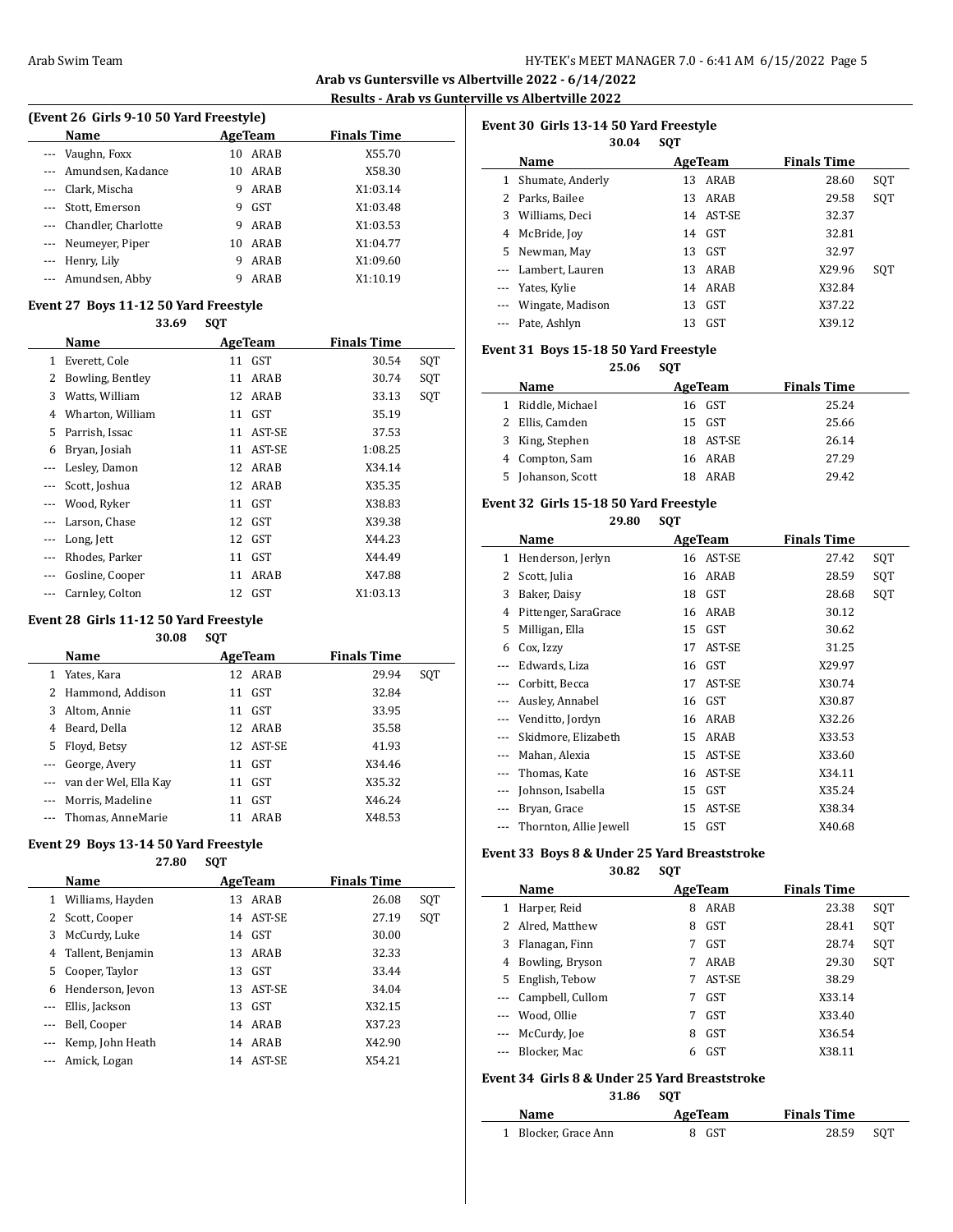## Arab vs Guntersville vs Albertville 2022 - 6/14/2022

### Results - Arab vs Gunterville vs Albertville 2022

**(Event 26 Girls 9-10 50 Yard Freestyle)**

| | Name | Age | Team | Finals Time | |
|---|---|---|---|---|---|
| --- | Vaughn, Foxx | 10 | ARAB | X55.70 | |
| --- | Amundsen, Kadance | 10 | ARAB | X58.30 | |
| --- | Clark, Mischa | 9 | ARAB | X1:03.14 | |
| --- | Stott, Emerson | 9 | GST | X1:03.48 | |
| --- | Chandler, Charlotte | 9 | ARAB | X1:03.53 | |
| --- | Neumeyer, Piper | 10 | ARAB | X1:04.77 | |
| --- | Henry, Lily | 9 | ARAB | X1:09.60 | |
| --- | Amundsen, Abby | 9 | ARAB | X1:10.19 | |

**Event 27 Boys 11-12 50 Yard Freestyle**

33.69 SQT

| | Name | Age | Team | Finals Time | |
|---|---|---|---|---|---|
| 1 | Everett, Cole | 11 | GST | 30.54 | SQT |
| 2 | Bowling, Bentley | 11 | ARAB | 30.74 | SQT |
| 3 | Watts, William | 12 | ARAB | 33.13 | SQT |
| 4 | Wharton, William | 11 | GST | 35.19 | |
| 5 | Parrish, Issac | 11 | AST-SE | 37.53 | |
| 6 | Bryan, Josiah | 11 | AST-SE | 1:08.25 | |
| --- | Lesley, Damon | 12 | ARAB | X34.14 | |
| --- | Scott, Joshua | 12 | ARAB | X35.35 | |
| --- | Wood, Ryker | 11 | GST | X38.83 | |
| --- | Larson, Chase | 12 | GST | X39.38 | |
| --- | Long, Jett | 12 | GST | X44.23 | |
| --- | Rhodes, Parker | 11 | GST | X44.49 | |
| --- | Gosline, Cooper | 11 | ARAB | X47.88 | |
| --- | Carnley, Colton | 12 | GST | X1:03.13 | |

**Event 28 Girls 11-12 50 Yard Freestyle**

30.08 SQT

| | Name | Age | Team | Finals Time | |
|---|---|---|---|---|---|
| 1 | Yates, Kara | 12 | ARAB | 29.94 | SQT |
| 2 | Hammond, Addison | 11 | GST | 32.84 | |
| 3 | Altom, Annie | 11 | GST | 33.95 | |
| 4 | Beard, Della | 12 | ARAB | 35.58 | |
| 5 | Floyd, Betsy | 12 | AST-SE | 41.93 | |
| --- | George, Avery | 11 | GST | X34.46 | |
| --- | van der Wel, Ella Kay | 11 | GST | X35.32 | |
| --- | Morris, Madeline | 11 | GST | X46.24 | |
| --- | Thomas, AnneMarie | 11 | ARAB | X48.53 | |

**Event 29 Boys 13-14 50 Yard Freestyle**

27.80 SQT

| | Name | Age | Team | Finals Time | |
|---|---|---|---|---|---|
| 1 | Williams, Hayden | 13 | ARAB | 26.08 | SQT |
| 2 | Scott, Cooper | 14 | AST-SE | 27.19 | SQT |
| 3 | McCurdy, Luke | 14 | GST | 30.00 | |
| 4 | Tallent, Benjamin | 13 | ARAB | 32.33 | |
| 5 | Cooper, Taylor | 13 | GST | 33.44 | |
| 6 | Henderson, Jevon | 13 | AST-SE | 34.04 | |
| --- | Ellis, Jackson | 13 | GST | X32.15 | |
| --- | Bell, Cooper | 14 | ARAB | X37.23 | |
| --- | Kemp, John Heath | 14 | ARAB | X42.90 | |
| --- | Amick, Logan | 14 | AST-SE | X54.21 | |

**Event 30 Girls 13-14 50 Yard Freestyle**

30.04 SQT

| | Name | Age | Team | Finals Time | |
|---|---|---|---|---|---|
| 1 | Shumate, Anderly | 13 | ARAB | 28.60 | SQT |
| 2 | Parks, Bailee | 13 | ARAB | 29.58 | SQT |
| 3 | Williams, Deci | 14 | AST-SE | 32.37 | |
| 4 | McBride, Joy | 14 | GST | 32.81 | |
| 5 | Newman, May | 13 | GST | 32.97 | |
| --- | Lambert, Lauren | 13 | ARAB | X29.96 | SQT |
| --- | Yates, Kylie | 14 | ARAB | X32.84 | |
| --- | Wingate, Madison | 13 | GST | X37.22 | |
| --- | Pate, Ashlyn | 13 | GST | X39.12 | |

**Event 31 Boys 15-18 50 Yard Freestyle**

25.06 SQT

| | Name | Age | Team | Finals Time |
|---|---|---|---|---|
| 1 | Riddle, Michael | 16 | GST | 25.24 |
| 2 | Ellis, Camden | 15 | GST | 25.66 |
| 3 | King, Stephen | 18 | AST-SE | 26.14 |
| 4 | Compton, Sam | 16 | ARAB | 27.29 |
| 5 | Johanson, Scott | 18 | ARAB | 29.42 |

**Event 32 Girls 15-18 50 Yard Freestyle**

29.80 SQT

| | Name | Age | Team | Finals Time | |
|---|---|---|---|---|---|
| 1 | Henderson, Jerlyn | 16 | AST-SE | 27.42 | SQT |
| 2 | Scott, Julia | 16 | ARAB | 28.59 | SQT |
| 3 | Baker, Daisy | 18 | GST | 28.68 | SQT |
| 4 | Pittenger, SaraGrace | 16 | ARAB | 30.12 | |
| 5 | Milligan, Ella | 15 | GST | 30.62 | |
| 6 | Cox, Izzy | 17 | AST-SE | 31.25 | |
| --- | Edwards, Liza | 16 | GST | X29.97 | |
| --- | Corbitt, Becca | 17 | AST-SE | X30.74 | |
| --- | Ausley, Annabel | 16 | GST | X30.87 | |
| --- | Venditto, Jordyn | 16 | ARAB | X32.26 | |
| --- | Skidmore, Elizabeth | 15 | ARAB | X33.53 | |
| --- | Mahan, Alexia | 15 | AST-SE | X33.60 | |
| --- | Thomas, Kate | 16 | AST-SE | X34.11 | |
| --- | Johnson, Isabella | 15 | GST | X35.24 | |
| --- | Bryan, Grace | 15 | AST-SE | X38.34 | |
| --- | Thornton, Allie Jewell | 15 | GST | X40.68 | |

**Event 33 Boys 8 & Under 25 Yard Breaststroke**

30.82 SQT

| | Name | Age | Team | Finals Time | |
|---|---|---|---|---|---|
| 1 | Harper, Reid | 8 | ARAB | 23.38 | SQT |
| 2 | Alred, Matthew | 8 | GST | 28.41 | SQT |
| 3 | Flanagan, Finn | 7 | GST | 28.74 | SQT |
| 4 | Bowling, Bryson | 7 | ARAB | 29.30 | SQT |
| 5 | English, Tebow | 7 | AST-SE | 38.29 | |
| --- | Campbell, Cullom | 7 | GST | X33.14 | |
| --- | Wood, Ollie | 7 | GST | X33.40 | |
| --- | McCurdy, Joe | 8 | GST | X36.54 | |
| --- | Blocker, Mac | 6 | GST | X38.11 | |

**Event 34 Girls 8 & Under 25 Yard Breaststroke**

31.86 SQT

| | Name | Age | Team | Finals Time | |
|---|---|---|---|---|---|
| 1 | Blocker, Grace Ann | 8 | GST | 28.59 | SQT |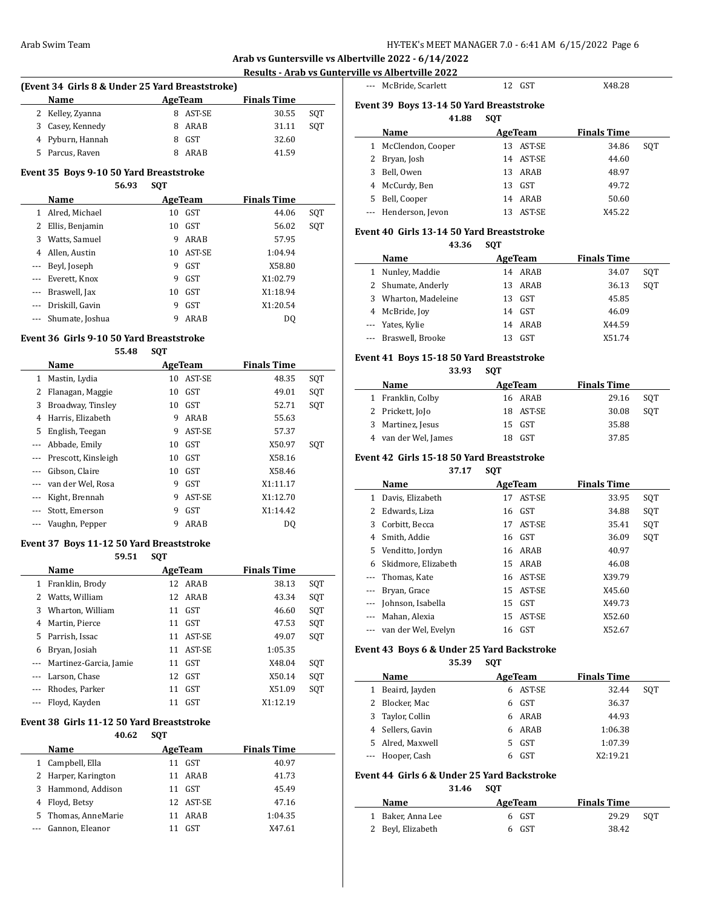## Arab vs Guntersville vs Albertville 2022 - 6/14/2022

### Results - Arab vs Gunterville vs Albertville 2022

#### (Event 34 Girls 8 & Under 25 Yard Breaststroke)

| | Name | Age | Team | Finals Time | |
|---|---|---|---|---|---|
| 2 | Kelley, Zyanna | 8 | AST-SE | 30.55 | SQT |
| 3 | Casey, Kennedy | 8 | ARAB | 31.11 | SQT |
| 4 | Pyburn, Hannah | 8 | GST | 32.60 | |
| 5 | Parcus, Raven | 8 | ARAB | 41.59 | |

#### Event 35 Boys 9-10 50 Yard Breaststroke

56.93 SQT

| | Name | Age | Team | Finals Time | |
|---|---|---|---|---|---|
| 1 | Alred, Michael | 10 | GST | 44.06 | SQT |
| 2 | Ellis, Benjamin | 10 | GST | 56.02 | SQT |
| 3 | Watts, Samuel | 9 | ARAB | 57.95 | |
| 4 | Allen, Austin | 10 | AST-SE | 1:04.94 | |
| --- | Beyl, Joseph | 9 | GST | X58.80 | |
| --- | Everett, Knox | 9 | GST | X1:02.79 | |
| --- | Braswell, Jax | 10 | GST | X1:18.94 | |
| --- | Driskill, Gavin | 9 | GST | X1:20.54 | |
| --- | Shumate, Joshua | 9 | ARAB | DQ | |

#### Event 36 Girls 9-10 50 Yard Breaststroke

55.48 SQT

| | Name | Age | Team | Finals Time | |
|---|---|---|---|---|---|
| 1 | Mastin, Lydia | 10 | AST-SE | 48.35 | SQT |
| 2 | Flanagan, Maggie | 10 | GST | 49.01 | SQT |
| 3 | Broadway, Tinsley | 10 | GST | 52.71 | SQT |
| 4 | Harris, Elizabeth | 9 | ARAB | 55.63 | |
| 5 | English, Teegan | 9 | AST-SE | 57.37 | |
| --- | Abbade, Emily | 10 | GST | X50.97 | SQT |
| --- | Prescott, Kinsleigh | 10 | GST | X58.16 | |
| --- | Gibson, Claire | 10 | GST | X58.46 | |
| --- | van der Wel, Rosa | 9 | GST | X1:11.17 | |
| --- | Kight, Brennah | 9 | AST-SE | X1:12.70 | |
| --- | Stott, Emerson | 9 | GST | X1:14.42 | |
| --- | Vaughn, Pepper | 9 | ARAB | DQ | |

#### Event 37 Boys 11-12 50 Yard Breaststroke

59.51 SQT

| | Name | Age | Team | Finals Time | |
|---|---|---|---|---|---|
| 1 | Franklin, Brody | 12 | ARAB | 38.13 | SQT |
| 2 | Watts, William | 12 | ARAB | 43.34 | SQT |
| 3 | Wharton, William | 11 | GST | 46.60 | SQT |
| 4 | Martin, Pierce | 11 | GST | 47.53 | SQT |
| 5 | Parrish, Issac | 11 | AST-SE | 49.07 | SQT |
| 6 | Bryan, Josiah | 11 | AST-SE | 1:05.35 | |
| --- | Martinez-Garcia, Jamie | 11 | GST | X48.04 | SQT |
| --- | Larson, Chase | 12 | GST | X50.14 | SQT |
| --- | Rhodes, Parker | 11 | GST | X51.09 | SQT |
| --- | Floyd, Kayden | 11 | GST | X1:12.19 | |

#### Event 38 Girls 11-12 50 Yard Breaststroke

40.62 SQT

| | Name | Age | Team | Finals Time |
|---|---|---|---|---|
| 1 | Campbell, Ella | 11 | GST | 40.97 |
| 2 | Harper, Karington | 11 | ARAB | 41.73 |
| 3 | Hammond, Addison | 11 | GST | 45.49 |
| 4 | Floyd, Betsy | 12 | AST-SE | 47.16 |
| 5 | Thomas, AnneMarie | 11 | ARAB | 1:04.35 |
| --- | Gannon, Eleanor | 11 | GST | X47.61 |
| --- | McBride, Scarlett | 12 | GST | X48.28 |

#### Event 39 Boys 13-14 50 Yard Breaststroke

41.88 SQT

| | Name | Age | Team | Finals Time | |
|---|---|---|---|---|---|
| 1 | McClendon, Cooper | 13 | AST-SE | 34.86 | SQT |
| 2 | Bryan, Josh | 14 | AST-SE | 44.60 | |
| 3 | Bell, Owen | 13 | ARAB | 48.97 | |
| 4 | McCurdy, Ben | 13 | GST | 49.72 | |
| 5 | Bell, Cooper | 14 | ARAB | 50.60 | |
| --- | Henderson, Jevon | 13 | AST-SE | X45.22 | |

#### Event 40 Girls 13-14 50 Yard Breaststroke

43.36 SQT

| | Name | Age | Team | Finals Time | |
|---|---|---|---|---|---|
| 1 | Nunley, Maddie | 14 | ARAB | 34.07 | SQT |
| 2 | Shumate, Anderly | 13 | ARAB | 36.13 | SQT |
| 3 | Wharton, Madeleine | 13 | GST | 45.85 | |
| 4 | McBride, Joy | 14 | GST | 46.09 | |
| --- | Yates, Kylie | 14 | ARAB | X44.59 | |
| --- | Braswell, Brooke | 13 | GST | X51.74 | |

#### Event 41 Boys 15-18 50 Yard Breaststroke

33.93 SQT

| | Name | Age | Team | Finals Time | |
|---|---|---|---|---|---|
| 1 | Franklin, Colby | 16 | ARAB | 29.16 | SQT |
| 2 | Prickett, JoJo | 18 | AST-SE | 30.08 | SQT |
| 3 | Martinez, Jesus | 15 | GST | 35.88 | |
| 4 | van der Wel, James | 18 | GST | 37.85 | |

#### Event 42 Girls 15-18 50 Yard Breaststroke

37.17 SQT

| | Name | Age | Team | Finals Time | |
|---|---|---|---|---|---|
| 1 | Davis, Elizabeth | 17 | AST-SE | 33.95 | SQT |
| 2 | Edwards, Liza | 16 | GST | 34.88 | SQT |
| 3 | Corbitt, Becca | 17 | AST-SE | 35.41 | SQT |
| 4 | Smith, Addie | 16 | GST | 36.09 | SQT |
| 5 | Venditto, Jordyn | 16 | ARAB | 40.97 | |
| 6 | Skidmore, Elizabeth | 15 | ARAB | 46.08 | |
| --- | Thomas, Kate | 16 | AST-SE | X39.79 | |
| --- | Bryan, Grace | 15 | AST-SE | X45.60 | |
| --- | Johnson, Isabella | 15 | GST | X49.73 | |
| --- | Mahan, Alexia | 15 | AST-SE | X52.60 | |
| --- | van der Wel, Evelyn | 16 | GST | X52.67 | |

#### Event 43 Boys 6 & Under 25 Yard Backstroke

35.39 SQT

| | Name | Age | Team | Finals Time | |
|---|---|---|---|---|---|
| 1 | Beaird, Jayden | 6 | AST-SE | 32.44 | SQT |
| 2 | Blocker, Mac | 6 | GST | 36.37 | |
| 3 | Taylor, Collin | 6 | ARAB | 44.93 | |
| 4 | Sellers, Gavin | 6 | ARAB | 1:06.38 | |
| 5 | Alred, Maxwell | 5 | GST | 1:07.39 | |
| --- | Hooper, Cash | 6 | GST | X2:19.21 | |

#### Event 44 Girls 6 & Under 25 Yard Backstroke

31.46 SQT

| | Name | Age | Team | Finals Time | |
|---|---|---|---|---|---|
| 1 | Baker, Anna Lee | 6 | GST | 29.29 | SQT |
| 2 | Beyl, Elizabeth | 6 | GST | 38.42 | |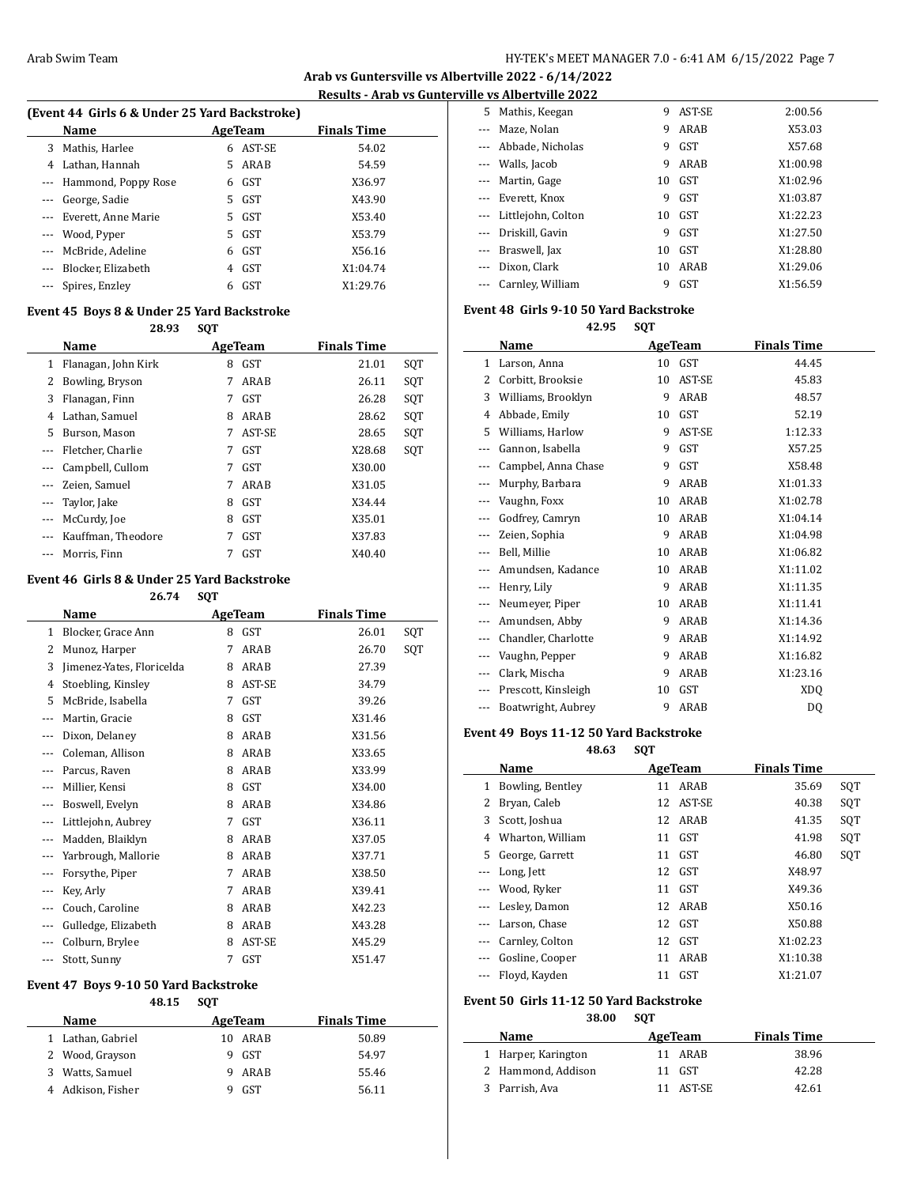## Arab vs Guntersville vs Albertville 2022 - 6/14/2022

### Results - Arab vs Guntersville vs Albertville 2022

**(Event 44 Girls 6 & Under 25 Yard Backstroke)**

| | Name | Age | Team | Finals Time |
|---|---|---|---|---|
| 3 | Mathis, Harlee | 6 | AST-SE | 54.02 |
| 4 | Lathan, Hannah | 5 | ARAB | 54.59 |
| --- | Hammond, Poppy Rose | 6 | GST | X36.97 |
| --- | George, Sadie | 5 | GST | X43.90 |
| --- | Everett, Anne Marie | 5 | GST | X53.40 |
| --- | Wood, Pyper | 5 | GST | X53.79 |
| --- | McBride, Adeline | 6 | GST | X56.16 |
| --- | Blocker, Elizabeth | 4 | GST | X1:04.74 |
| --- | Spires, Enzley | 6 | GST | X1:29.76 |

**Event 45 Boys 8 & Under 25 Yard Backstroke**

28.93 SQT

| | Name | Age | Team | Finals Time | |
|---|---|---|---|---|---|
| 1 | Flanagan, John Kirk | 8 | GST | 21.01 | SQT |
| 2 | Bowling, Bryson | 7 | ARAB | 26.11 | SQT |
| 3 | Flanagan, Finn | 7 | GST | 26.28 | SQT |
| 4 | Lathan, Samuel | 8 | ARAB | 28.62 | SQT |
| 5 | Burson, Mason | 7 | AST-SE | 28.65 | SQT |
| --- | Fletcher, Charlie | 7 | GST | X28.68 | SQT |
| --- | Campbell, Cullom | 7 | GST | X30.00 | |
| --- | Zeien, Samuel | 7 | ARAB | X31.05 | |
| --- | Taylor, Jake | 8 | GST | X34.44 | |
| --- | McCurdy, Joe | 8 | GST | X35.01 | |
| --- | Kauffman, Theodore | 7 | GST | X37.83 | |
| --- | Morris, Finn | 7 | GST | X40.40 | |

**Event 46 Girls 8 & Under 25 Yard Backstroke**

26.74 SQT

| | Name | Age | Team | Finals Time | |
|---|---|---|---|---|---|
| 1 | Blocker, Grace Ann | 8 | GST | 26.01 | SQT |
| 2 | Munoz, Harper | 7 | ARAB | 26.70 | SQT |
| 3 | Jimenez-Yates, Floricelda | 8 | ARAB | 27.39 | |
| 4 | Stoebling, Kinsley | 8 | AST-SE | 34.79 | |
| 5 | McBride, Isabella | 7 | GST | 39.26 | |
| --- | Martin, Gracie | 8 | GST | X31.46 | |
| --- | Dixon, Delaney | 8 | ARAB | X31.56 | |
| --- | Coleman, Allison | 8 | ARAB | X33.65 | |
| --- | Parcus, Raven | 8 | ARAB | X33.99 | |
| --- | Millier, Kensi | 8 | GST | X34.00 | |
| --- | Boswell, Evelyn | 8 | ARAB | X34.86 | |
| --- | Littlejohn, Aubrey | 7 | GST | X36.11 | |
| --- | Madden, Blaiklyn | 8 | ARAB | X37.05 | |
| --- | Yarbrough, Mallorie | 8 | ARAB | X37.71 | |
| --- | Forsythe, Piper | 7 | ARAB | X38.50 | |
| --- | Key, Arly | 7 | ARAB | X39.41 | |
| --- | Couch, Caroline | 8 | ARAB | X42.23 | |
| --- | Gulledge, Elizabeth | 8 | ARAB | X43.28 | |
| --- | Colburn, Brylee | 8 | AST-SE | X45.29 | |
| --- | Stott, Sunny | 7 | GST | X51.47 | |

**Event 47 Boys 9-10 50 Yard Backstroke**

48.15 SQT

| | Name | Age | Team | Finals Time |
|---|---|---|---|---|
| 1 | Lathan, Gabriel | 10 | ARAB | 50.89 |
| 2 | Wood, Grayson | 9 | GST | 54.97 |
| 3 | Watts, Samuel | 9 | ARAB | 55.46 |
| 4 | Adkison, Fisher | 9 | GST | 56.11 |
| 5 | Mathis, Keegan | 9 | AST-SE | 2:00.56 |
| --- | Maze, Nolan | 9 | ARAB | X53.03 |
| --- | Abbade, Nicholas | 9 | GST | X57.68 |
| --- | Walls, Jacob | 9 | ARAB | X1:00.98 |
| --- | Martin, Gage | 10 | GST | X1:02.96 |
| --- | Everett, Knox | 9 | GST | X1:03.87 |
| --- | Littlejohn, Colton | 10 | GST | X1:22.23 |
| --- | Driskill, Gavin | 9 | GST | X1:27.50 |
| --- | Braswell, Jax | 10 | GST | X1:28.80 |
| --- | Dixon, Clark | 10 | ARAB | X1:29.06 |
| --- | Carnley, William | 9 | GST | X1:56.59 |

**Event 48 Girls 9-10 50 Yard Backstroke**

42.95 SQT

| | Name | Age | Team | Finals Time |
|---|---|---|---|---|
| 1 | Larson, Anna | 10 | GST | 44.45 |
| 2 | Corbitt, Brooksie | 10 | AST-SE | 45.83 |
| 3 | Williams, Brooklyn | 9 | ARAB | 48.57 |
| 4 | Abbade, Emily | 10 | GST | 52.19 |
| 5 | Williams, Harlow | 9 | AST-SE | 1:12.33 |
| --- | Gannon, Isabella | 9 | GST | X57.25 |
| --- | Campbel, Anna Chase | 9 | GST | X58.48 |
| --- | Murphy, Barbara | 9 | ARAB | X1:01.33 |
| --- | Vaughn, Foxx | 10 | ARAB | X1:02.78 |
| --- | Godfrey, Camryn | 10 | ARAB | X1:04.14 |
| --- | Zeien, Sophia | 9 | ARAB | X1:04.98 |
| --- | Bell, Millie | 10 | ARAB | X1:06.82 |
| --- | Amundsen, Kadance | 10 | ARAB | X1:11.02 |
| --- | Henry, Lily | 9 | ARAB | X1:11.35 |
| --- | Neumeyer, Piper | 10 | ARAB | X1:11.41 |
| --- | Amundsen, Abby | 9 | ARAB | X1:14.36 |
| --- | Chandler, Charlotte | 9 | ARAB | X1:14.92 |
| --- | Vaughn, Pepper | 9 | ARAB | X1:16.82 |
| --- | Clark, Mischa | 9 | ARAB | X1:23.16 |
| --- | Prescott, Kinsleigh | 10 | GST | XDQ |
| --- | Boatwright, Aubrey | 9 | ARAB | DQ |

**Event 49 Boys 11-12 50 Yard Backstroke**

48.63 SQT

| | Name | Age | Team | Finals Time | |
|---|---|---|---|---|---|
| 1 | Bowling, Bentley | 11 | ARAB | 35.69 | SQT |
| 2 | Bryan, Caleb | 12 | AST-SE | 40.38 | SQT |
| 3 | Scott, Joshua | 12 | ARAB | 41.35 | SQT |
| 4 | Wharton, William | 11 | GST | 41.98 | SQT |
| 5 | George, Garrett | 11 | GST | 46.80 | SQT |
| --- | Long, Jett | 12 | GST | X48.97 | |
| --- | Wood, Ryker | 11 | GST | X49.36 | |
| --- | Lesley, Damon | 12 | ARAB | X50.16 | |
| --- | Larson, Chase | 12 | GST | X50.88 | |
| --- | Carnley, Colton | 12 | GST | X1:02.23 | |
| --- | Gosline, Cooper | 11 | ARAB | X1:10.38 | |
| --- | Floyd, Kayden | 11 | GST | X1:21.07 | |

**Event 50 Girls 11-12 50 Yard Backstroke**

38.00 SQT

| | Name | Age | Team | Finals Time |
|---|---|---|---|---|
| 1 | Harper, Karington | 11 | ARAB | 38.96 |
| 2 | Hammond, Addison | 11 | GST | 42.28 |
| 3 | Parrish, Ava | 11 | AST-SE | 42.61 |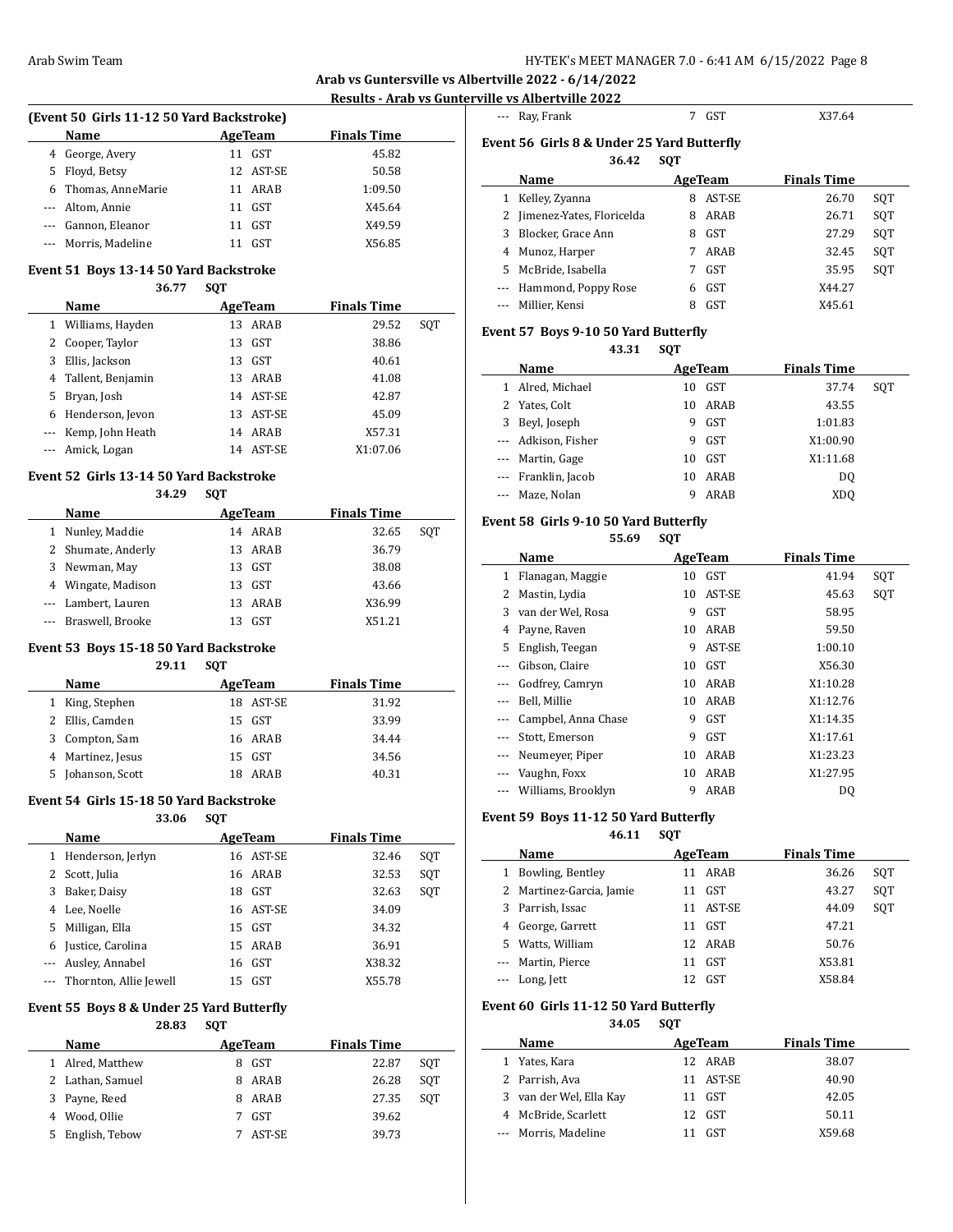## Arab vs Guntersville vs Albertville 2022 - 6/14/2022

### Results - Arab vs Guntersville vs Albertville 2022

**(Event 50 Girls 11-12 50 Yard Backstroke)**

| | Name | Age | Team | Finals Time | |
|---|---|---|---|---|---|
| 4 | George, Avery | 11 | GST | 45.82 | |
| 5 | Floyd, Betsy | 12 | AST-SE | 50.58 | |
| 6 | Thomas, AnneMarie | 11 | ARAB | 1:09.50 | |
| --- | Altom, Annie | 11 | GST | X45.64 | |
| --- | Gannon, Eleanor | 11 | GST | X49.59 | |
| --- | Morris, Madeline | 11 | GST | X56.85 | |

**Event 51 Boys 13-14 50 Yard Backstroke**

36.77 SQT

| | Name | Age | Team | Finals Time | |
|---|---|---|---|---|---|
| 1 | Williams, Hayden | 13 | ARAB | 29.52 | SQT |
| 2 | Cooper, Taylor | 13 | GST | 38.86 | |
| 3 | Ellis, Jackson | 13 | GST | 40.61 | |
| 4 | Tallent, Benjamin | 13 | ARAB | 41.08 | |
| 5 | Bryan, Josh | 14 | AST-SE | 42.87 | |
| 6 | Henderson, Jevon | 13 | AST-SE | 45.09 | |
| --- | Kemp, John Heath | 14 | ARAB | X57.31 | |
| --- | Amick, Logan | 14 | AST-SE | X1:07.06 | |

**Event 52 Girls 13-14 50 Yard Backstroke**

34.29 SQT

| | Name | Age | Team | Finals Time | |
|---|---|---|---|---|---|
| 1 | Nunley, Maddie | 14 | ARAB | 32.65 | SQT |
| 2 | Shumate, Anderly | 13 | ARAB | 36.79 | |
| 3 | Newman, May | 13 | GST | 38.08 | |
| 4 | Wingate, Madison | 13 | GST | 43.66 | |
| --- | Lambert, Lauren | 13 | ARAB | X36.99 | |
| --- | Braswell, Brooke | 13 | GST | X51.21 | |

**Event 53 Boys 15-18 50 Yard Backstroke**

29.11 SQT

| | Name | Age | Team | Finals Time | |
|---|---|---|---|---|---|
| 1 | King, Stephen | 18 | AST-SE | 31.92 | |
| 2 | Ellis, Camden | 15 | GST | 33.99 | |
| 3 | Compton, Sam | 16 | ARAB | 34.44 | |
| 4 | Martinez, Jesus | 15 | GST | 34.56 | |
| 5 | Johanson, Scott | 18 | ARAB | 40.31 | |

**Event 54 Girls 15-18 50 Yard Backstroke**

33.06 SQT

| | Name | Age | Team | Finals Time | |
|---|---|---|---|---|---|
| 1 | Henderson, Jerlyn | 16 | AST-SE | 32.46 | SQT |
| 2 | Scott, Julia | 16 | ARAB | 32.53 | SQT |
| 3 | Baker, Daisy | 18 | GST | 32.63 | SQT |
| 4 | Lee, Noelle | 16 | AST-SE | 34.09 | |
| 5 | Milligan, Ella | 15 | GST | 34.32 | |
| 6 | Justice, Carolina | 15 | ARAB | 36.91 | |
| --- | Ausley, Annabel | 16 | GST | X38.32 | |
| --- | Thornton, Allie Jewell | 15 | GST | X55.78 | |

**Event 55 Boys 8 & Under 25 Yard Butterfly**

28.83 SQT

| | Name | Age | Team | Finals Time | |
|---|---|---|---|---|---|
| 1 | Alred, Matthew | 8 | GST | 22.87 | SQT |
| 2 | Lathan, Samuel | 8 | ARAB | 26.28 | SQT |
| 3 | Payne, Reed | 8 | ARAB | 27.35 | SQT |
| 4 | Wood, Ollie | 7 | GST | 39.62 | |
| 5 | English, Tebow | 7 | AST-SE | 39.73 | |
| --- | Ray, Frank | 7 | GST | X37.64 | |

**Event 56 Girls 8 & Under 25 Yard Butterfly**

36.42 SQT

| | Name | Age | Team | Finals Time | |
|---|---|---|---|---|---|
| 1 | Kelley, Zyanna | 8 | AST-SE | 26.70 | SQT |
| 2 | Jimenez-Yates, Floricelda | 8 | ARAB | 26.71 | SQT |
| 3 | Blocker, Grace Ann | 8 | GST | 27.29 | SQT |
| 4 | Munoz, Harper | 7 | ARAB | 32.45 | SQT |
| 5 | McBride, Isabella | 7 | GST | 35.95 | SQT |
| --- | Hammond, Poppy Rose | 6 | GST | X44.27 | |
| --- | Millier, Kensi | 8 | GST | X45.61 | |

**Event 57 Boys 9-10 50 Yard Butterfly**

43.31 SQT

| | Name | Age | Team | Finals Time | |
|---|---|---|---|---|---|
| 1 | Alred, Michael | 10 | GST | 37.74 | SQT |
| 2 | Yates, Colt | 10 | ARAB | 43.55 | |
| 3 | Beyl, Joseph | 9 | GST | 1:01.83 | |
| --- | Adkison, Fisher | 9 | GST | X1:00.90 | |
| --- | Martin, Gage | 10 | GST | X1:11.68 | |
| --- | Franklin, Jacob | 10 | ARAB | DQ | |
| --- | Maze, Nolan | 9 | ARAB | XDQ | |

**Event 58 Girls 9-10 50 Yard Butterfly**

55.69 SQT

| | Name | Age | Team | Finals Time | |
|---|---|---|---|---|---|
| 1 | Flanagan, Maggie | 10 | GST | 41.94 | SQT |
| 2 | Mastin, Lydia | 10 | AST-SE | 45.63 | SQT |
| 3 | van der Wel, Rosa | 9 | GST | 58.95 | |
| 4 | Payne, Raven | 10 | ARAB | 59.50 | |
| 5 | English, Teegan | 9 | AST-SE | 1:00.10 | |
| --- | Gibson, Claire | 10 | GST | X56.30 | |
| --- | Godfrey, Camryn | 10 | ARAB | X1:10.28 | |
| --- | Bell, Millie | 10 | ARAB | X1:12.76 | |
| --- | Campbel, Anna Chase | 9 | GST | X1:14.35 | |
| --- | Stott, Emerson | 9 | GST | X1:17.61 | |
| --- | Neumeyer, Piper | 10 | ARAB | X1:23.23 | |
| --- | Vaughn, Foxx | 10 | ARAB | X1:27.95 | |
| --- | Williams, Brooklyn | 9 | ARAB | DQ | |

**Event 59 Boys 11-12 50 Yard Butterfly**

46.11 SQT

| | Name | Age | Team | Finals Time | |
|---|---|---|---|---|---|
| 1 | Bowling, Bentley | 11 | ARAB | 36.26 | SQT |
| 2 | Martinez-Garcia, Jamie | 11 | GST | 43.27 | SQT |
| 3 | Parrish, Issac | 11 | AST-SE | 44.09 | SQT |
| 4 | George, Garrett | 11 | GST | 47.21 | |
| 5 | Watts, William | 12 | ARAB | 50.76 | |
| --- | Martin, Pierce | 11 | GST | X53.81 | |
| --- | Long, Jett | 12 | GST | X58.84 | |

**Event 60 Girls 11-12 50 Yard Butterfly**

34.05 SQT

| | Name | Age | Team | Finals Time | |
|---|---|---|---|---|---|
| 1 | Yates, Kara | 12 | ARAB | 38.07 | |
| 2 | Parrish, Ava | 11 | AST-SE | 40.90 | |
| 3 | van der Wel, Ella Kay | 11 | GST | 42.05 | |
| 4 | McBride, Scarlett | 12 | GST | 50.11 | |
| --- | Morris, Madeline | 11 | GST | X59.68 | |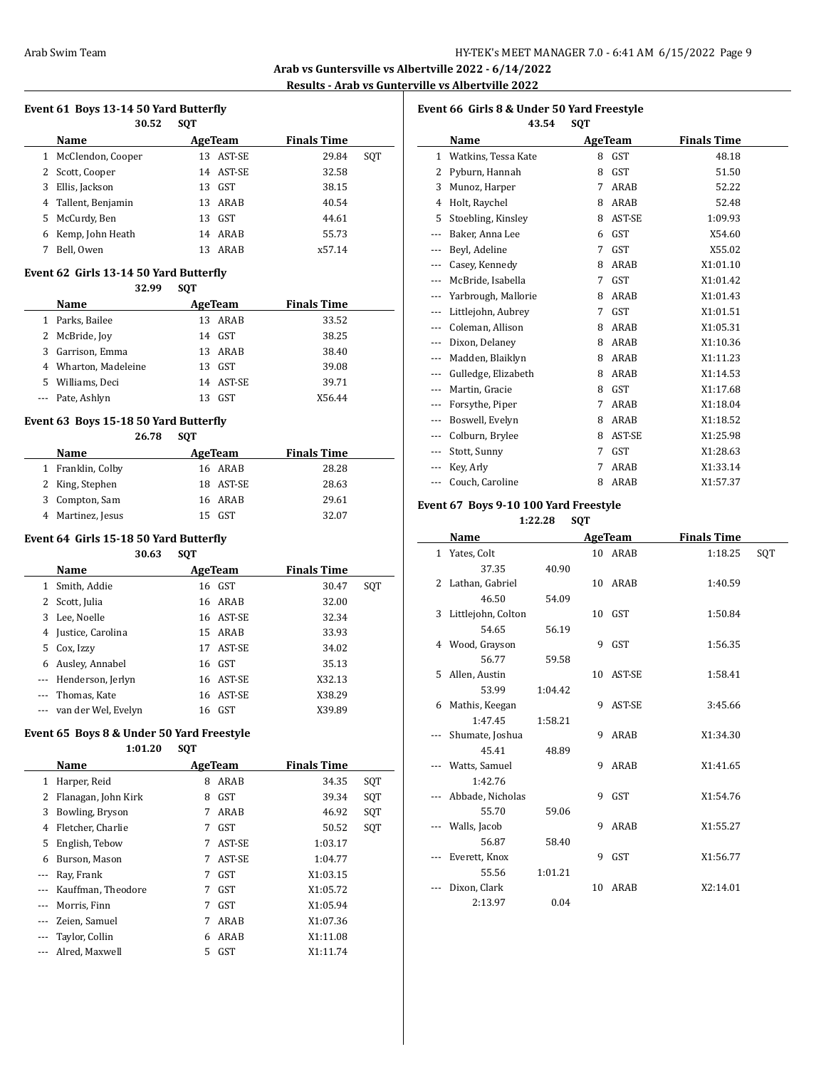**Arab vs Guntersville vs Albertville 2022 - 6/14/2022**

**Results - Arab vs Gunterville vs Albertville 2022**

### Event 61 Boys 13-14 50 Yard Butterfly

30.52 SQT

| | Name | Age | Team | Finals Time | |
|---|---|---|---|---|---|
| 1 | McClendon, Cooper | 13 | AST-SE | 29.84 | SQT |
| 2 | Scott, Cooper | 14 | AST-SE | 32.58 | |
| 3 | Ellis, Jackson | 13 | GST | 38.15 | |
| 4 | Tallent, Benjamin | 13 | ARAB | 40.54 | |
| 5 | McCurdy, Ben | 13 | GST | 44.61 | |
| 6 | Kemp, John Heath | 14 | ARAB | 55.73 | |
| 7 | Bell, Owen | 13 | ARAB | x57.14 | |

### Event 62 Girls 13-14 50 Yard Butterfly

32.99 SQT

| | Name | Age | Team | Finals Time |
|---|---|---|---|---|
| 1 | Parks, Bailee | 13 | ARAB | 33.52 |
| 2 | McBride, Joy | 14 | GST | 38.25 |
| 3 | Garrison, Emma | 13 | ARAB | 38.40 |
| 4 | Wharton, Madeleine | 13 | GST | 39.08 |
| 5 | Williams, Deci | 14 | AST-SE | 39.71 |
| --- | Pate, Ashlyn | 13 | GST | X56.44 |

### Event 63 Boys 15-18 50 Yard Butterfly

26.78 SQT

| | Name | Age | Team | Finals Time |
|---|---|---|---|---|
| 1 | Franklin, Colby | 16 | ARAB | 28.28 |
| 2 | King, Stephen | 18 | AST-SE | 28.63 |
| 3 | Compton, Sam | 16 | ARAB | 29.61 |
| 4 | Martinez, Jesus | 15 | GST | 32.07 |

### Event 64 Girls 15-18 50 Yard Butterfly

30.63 SQT

| | Name | Age | Team | Finals Time | |
|---|---|---|---|---|---|
| 1 | Smith, Addie | 16 | GST | 30.47 | SQT |
| 2 | Scott, Julia | 16 | ARAB | 32.00 | |
| 3 | Lee, Noelle | 16 | AST-SE | 32.34 | |
| 4 | Justice, Carolina | 15 | ARAB | 33.93 | |
| 5 | Cox, Izzy | 17 | AST-SE | 34.02 | |
| 6 | Ausley, Annabel | 16 | GST | 35.13 | |
| --- | Henderson, Jerlyn | 16 | AST-SE | X32.13 | |
| --- | Thomas, Kate | 16 | AST-SE | X38.29 | |
| --- | van der Wel, Evelyn | 16 | GST | X39.89 | |

### Event 65 Boys 8 & Under 50 Yard Freestyle

1:01.20 SQT

| | Name | Age | Team | Finals Time | |
|---|---|---|---|---|---|
| 1 | Harper, Reid | 8 | ARAB | 34.35 | SQT |
| 2 | Flanagan, John Kirk | 8 | GST | 39.34 | SQT |
| 3 | Bowling, Bryson | 7 | ARAB | 46.92 | SQT |
| 4 | Fletcher, Charlie | 7 | GST | 50.52 | SQT |
| 5 | English, Tebow | 7 | AST-SE | 1:03.17 | |
| 6 | Burson, Mason | 7 | AST-SE | 1:04.77 | |
| --- | Ray, Frank | 7 | GST | X1:03.15 | |
| --- | Kauffman, Theodore | 7 | GST | X1:05.72 | |
| --- | Morris, Finn | 7 | GST | X1:05.94 | |
| --- | Zeien, Samuel | 7 | ARAB | X1:07.36 | |
| --- | Taylor, Collin | 6 | ARAB | X1:11.08 | |
| --- | Alred, Maxwell | 5 | GST | X1:11.74 | |

### Event 66 Girls 8 & Under 50 Yard Freestyle

43.54 SQT

| | Name | Age | Team | Finals Time |
|---|---|---|---|---|
| 1 | Watkins, Tessa Kate | 8 | GST | 48.18 |
| 2 | Pyburn, Hannah | 8 | GST | 51.50 |
| 3 | Munoz, Harper | 7 | ARAB | 52.22 |
| 4 | Holt, Raychel | 8 | ARAB | 52.48 |
| 5 | Stoebling, Kinsley | 8 | AST-SE | 1:09.93 |
| --- | Baker, Anna Lee | 6 | GST | X54.60 |
| --- | Beyl, Adeline | 7 | GST | X55.02 |
| --- | Casey, Kennedy | 8 | ARAB | X1:01.10 |
| --- | McBride, Isabella | 7 | GST | X1:01.42 |
| --- | Yarbrough, Mallorie | 8 | ARAB | X1:01.43 |
| --- | Littlejohn, Aubrey | 7 | GST | X1:01.51 |
| --- | Coleman, Allison | 8 | ARAB | X1:05.31 |
| --- | Dixon, Delaney | 8 | ARAB | X1:10.36 |
| --- | Madden, Blaiklyn | 8 | ARAB | X1:11.23 |
| --- | Gulledge, Elizabeth | 8 | ARAB | X1:14.53 |
| --- | Martin, Gracie | 8 | GST | X1:17.68 |
| --- | Forsythe, Piper | 7 | ARAB | X1:18.04 |
| --- | Boswell, Evelyn | 8 | ARAB | X1:18.52 |
| --- | Colburn, Brylee | 8 | AST-SE | X1:25.98 |
| --- | Stott, Sunny | 7 | GST | X1:28.63 |
| --- | Key, Arly | 7 | ARAB | X1:33.14 |
| --- | Couch, Caroline | 8 | ARAB | X1:57.37 |

### Event 67 Boys 9-10 100 Yard Freestyle

1:22.28 SQT

| | Name | Age | Team | Finals Time | |
|---|---|---|---|---|---|
| 1 | Yates, Colt | 10 | ARAB | 1:18.25 | SQT |
| | 37.35 40.90 | | | | |
| 2 | Lathan, Gabriel | 10 | ARAB | 1:40.59 | |
| | 46.50 54.09 | | | | |
| 3 | Littlejohn, Colton | 10 | GST | 1:50.84 | |
| | 54.65 56.19 | | | | |
| 4 | Wood, Grayson | 9 | GST | 1:56.35 | |
| | 56.77 59.58 | | | | |
| 5 | Allen, Austin | 10 | AST-SE | 1:58.41 | |
| | 53.99 1:04.42 | | | | |
| 6 | Mathis, Keegan | 9 | AST-SE | 3:45.66 | |
| | 1:47.45 1:58.21 | | | | |
| --- | Shumate, Joshua | 9 | ARAB | X1:34.30 | |
| | 45.41 48.89 | | | | |
| --- | Watts, Samuel | 9 | ARAB | X1:41.65 | |
| | 1:42.76 | | | | |
| --- | Abbade, Nicholas | 9 | GST | X1:54.76 | |
| | 55.70 59.06 | | | | |
| --- | Walls, Jacob | 9 | ARAB | X1:55.27 | |
| | 56.87 58.40 | | | | |
| --- | Everett, Knox | 9 | GST | X1:56.77 | |
| | 55.56 1:01.21 | | | | |
| --- | Dixon, Clark | 10 | ARAB | X2:14.01 | |
| | 2:13.97 0.04 | | | | |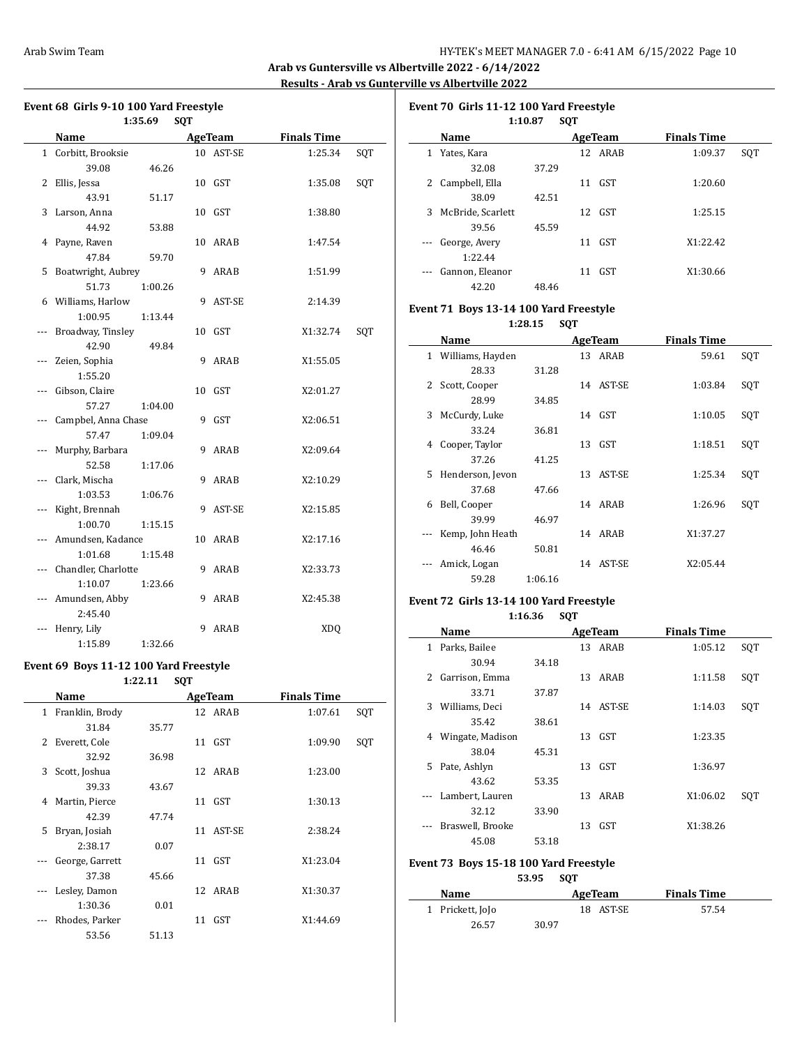## Arab vs Guntersville vs Albertville 2022 - 6/14/2022

**Results - Arab vs Gunterville vs Albertville 2022**

### Event 68 Girls 9-10 100 Yard Freestyle

1:35.69 SQT

| | Name | | Age | Team | Finals Time | |
|---|---|---|---|---|---|---|
| 1 | Corbitt, Brooksie | | 10 | AST-SE | 1:25.34 | SQT |
| | 39.08 | 46.26 | | | | |
| 2 | Ellis, Jessa | | 10 | GST | 1:35.08 | SQT |
| | 43.91 | 51.17 | | | | |
| 3 | Larson, Anna | | 10 | GST | 1:38.80 | |
| | 44.92 | 53.88 | | | | |
| 4 | Payne, Raven | | 10 | ARAB | 1:47.54 | |
| | 47.84 | 59.70 | | | | |
| 5 | Boatwright, Aubrey | | 9 | ARAB | 1:51.99 | |
| | 51.73 | 1:00.26 | | | | |
| 6 | Williams, Harlow | | 9 | AST-SE | 2:14.39 | |
| | 1:00.95 | 1:13.44 | | | | |
| --- | Broadway, Tinsley | | 10 | GST | X1:32.74 | SQT |
| | 42.90 | 49.84 | | | | |
| --- | Zeien, Sophia | | 9 | ARAB | X1:55.05 | |
| | 1:55.20 | | | | | |
| --- | Gibson, Claire | | 10 | GST | X2:01.27 | |
| | 57.27 | 1:04.00 | | | | |
| --- | Campbel, Anna Chase | | 9 | GST | X2:06.51 | |
| | 57.47 | 1:09.04 | | | | |
| --- | Murphy, Barbara | | 9 | ARAB | X2:09.64 | |
| | 52.58 | 1:17.06 | | | | |
| --- | Clark, Mischa | | 9 | ARAB | X2:10.29 | |
| | 1:03.53 | 1:06.76 | | | | |
| --- | Kight, Brennah | | 9 | AST-SE | X2:15.85 | |
| | 1:00.70 | 1:15.15 | | | | |
| --- | Amundsen, Kadance | | 10 | ARAB | X2:17.16 | |
| | 1:01.68 | 1:15.48 | | | | |
| --- | Chandler, Charlotte | | 9 | ARAB | X2:33.73 | |
| | 1:10.07 | 1:23.66 | | | | |
| --- | Amundsen, Abby | | 9 | ARAB | X2:45.38 | |
| | 2:45.40 | | | | | |
| --- | Henry, Lily | | 9 | ARAB | XDQ | |
| | 1:15.89 | 1:32.66 | | | | |

### Event 69 Boys 11-12 100 Yard Freestyle

1:22.11 SQT

| | Name | | Age | Team | Finals Time | |
|---|---|---|---|---|---|---|
| 1 | Franklin, Brody | | 12 | ARAB | 1:07.61 | SQT |
| | 31.84 | 35.77 | | | | |
| 2 | Everett, Cole | | 11 | GST | 1:09.90 | SQT |
| | 32.92 | 36.98 | | | | |
| 3 | Scott, Joshua | | 12 | ARAB | 1:23.00 | |
| | 39.33 | 43.67 | | | | |
| 4 | Martin, Pierce | | 11 | GST | 1:30.13 | |
| | 42.39 | 47.74 | | | | |
| 5 | Bryan, Josiah | | 11 | AST-SE | 2:38.24 | |
| | 2:38.17 | 0.07 | | | | |
| --- | George, Garrett | | 11 | GST | X1:23.04 | |
| | 37.38 | 45.66 | | | | |
| --- | Lesley, Damon | | 12 | ARAB | X1:30.37 | |
| | 1:30.36 | 0.01 | | | | |
| --- | Rhodes, Parker | | 11 | GST | X1:44.69 | |
| | 53.56 | 51.13 | | | | |

### Event 70 Girls 11-12 100 Yard Freestyle

1:10.87 SQT

| | Name | | Age | Team | Finals Time | |
|---|---|---|---|---|---|---|
| 1 | Yates, Kara | | 12 | ARAB | 1:09.37 | SQT |
| | 32.08 | 37.29 | | | | |
| 2 | Campbell, Ella | | 11 | GST | 1:20.60 | |
| | 38.09 | 42.51 | | | | |
| 3 | McBride, Scarlett | | 12 | GST | 1:25.15 | |
| | 39.56 | 45.59 | | | | |
| --- | George, Avery | | 11 | GST | X1:22.42 | |
| | 1:22.44 | | | | | |
| --- | Gannon, Eleanor | | 11 | GST | X1:30.66 | |
| | 42.20 | 48.46 | | | | |

### Event 71 Boys 13-14 100 Yard Freestyle

1:28.15 SQT

| | Name | | Age | Team | Finals Time | |
|---|---|---|---|---|---|---|
| 1 | Williams, Hayden | | 13 | ARAB | 59.61 | SQT |
| | 28.33 | 31.28 | | | | |
| 2 | Scott, Cooper | | 14 | AST-SE | 1:03.84 | SQT |
| | 28.99 | 34.85 | | | | |
| 3 | McCurdy, Luke | | 14 | GST | 1:10.05 | SQT |
| | 33.24 | 36.81 | | | | |
| 4 | Cooper, Taylor | | 13 | GST | 1:18.51 | SQT |
| | 37.26 | 41.25 | | | | |
| 5 | Henderson, Jevon | | 13 | AST-SE | 1:25.34 | SQT |
| | 37.68 | 47.66 | | | | |
| 6 | Bell, Cooper | | 14 | ARAB | 1:26.96 | SQT |
| | 39.99 | 46.97 | | | | |
| --- | Kemp, John Heath | | 14 | ARAB | X1:37.27 | |
| | 46.46 | 50.81 | | | | |
| --- | Amick, Logan | | 14 | AST-SE | X2:05.44 | |
| | 59.28 | 1:06.16 | | | | |

### Event 72 Girls 13-14 100 Yard Freestyle

1:16.36 SQT

| | Name | | Age | Team | Finals Time | |
|---|---|---|---|---|---|---|
| 1 | Parks, Bailee | | 13 | ARAB | 1:05.12 | SQT |
| | 30.94 | 34.18 | | | | |
| 2 | Garrison, Emma | | 13 | ARAB | 1:11.58 | SQT |
| | 33.71 | 37.87 | | | | |
| 3 | Williams, Deci | | 14 | AST-SE | 1:14.03 | SQT |
| | 35.42 | 38.61 | | | | |
| 4 | Wingate, Madison | | 13 | GST | 1:23.35 | |
| | 38.04 | 45.31 | | | | |
| 5 | Pate, Ashlyn | | 13 | GST | 1:36.97 | |
| | 43.62 | 53.35 | | | | |
| --- | Lambert, Lauren | | 13 | ARAB | X1:06.02 | SQT |
| | 32.12 | 33.90 | | | | |
| --- | Braswell, Brooke | | 13 | GST | X1:38.26 | |
| | 45.08 | 53.18 | | | | |

### Event 73 Boys 15-18 100 Yard Freestyle

53.95 SQT

| | Name | | Age | Team | Finals Time | |
|---|---|---|---|---|---|---|
| 1 | Prickett, JoJo | | 18 | AST-SE | 57.54 | |
| | 26.57 | 30.97 | | | | |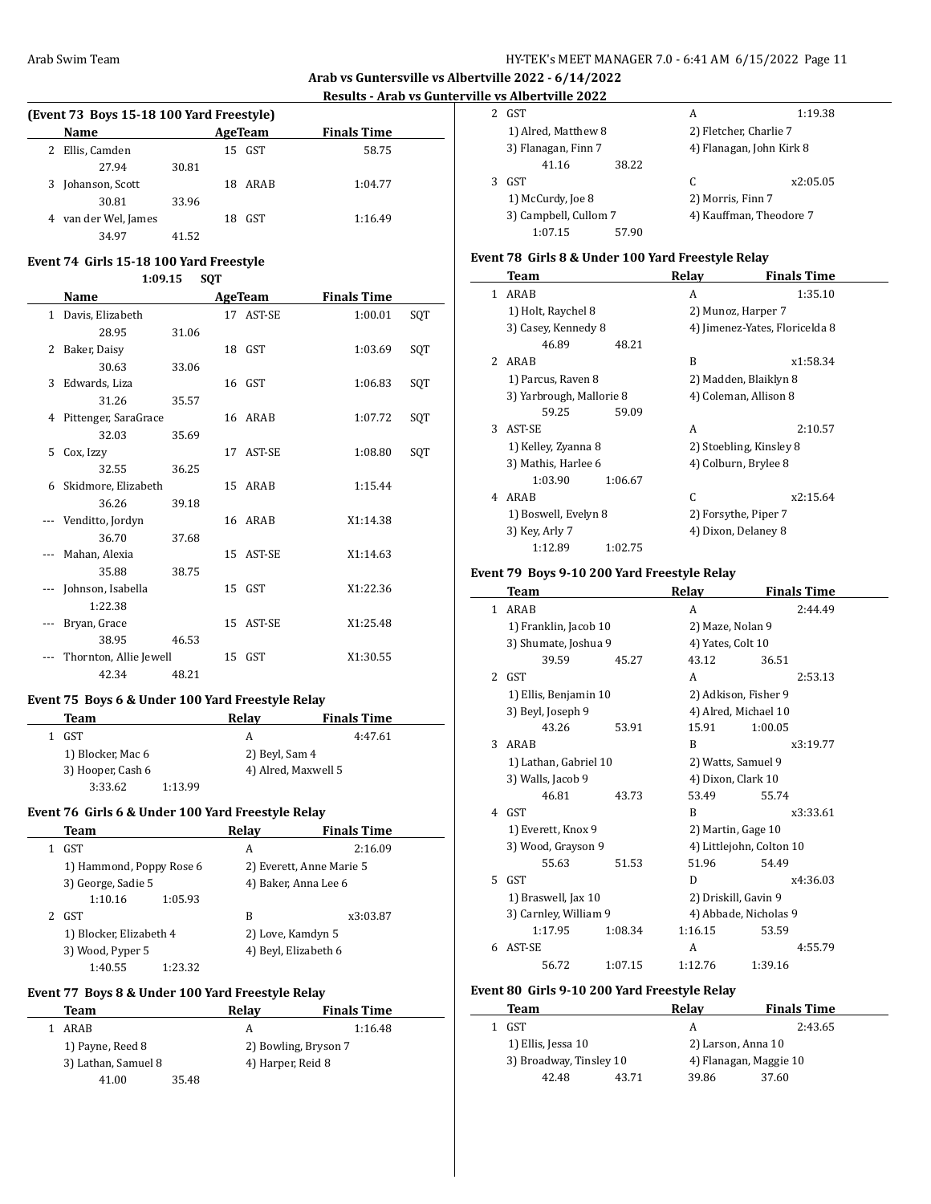## Arab vs Guntersville vs Albertville 2022 - 6/14/2022

### Results - Arab vs Guntersville vs Albertville 2022

#### (Event 73 Boys 15-18 100 Yard Freestyle)

| | Name | Age | Team | Finals Time |
|---|---|---|---|---|
| 2 | Ellis, Camden | 15 | GST | 58.75 |
| | 27.94 30.81 | | | |
| 3 | Johanson, Scott | 18 | ARAB | 1:04.77 |
| | 30.81 33.96 | | | |
| 4 | van der Wel, James | 18 | GST | 1:16.49 |
| | 34.97 41.52 | | | |

#### Event 74 Girls 15-18 100 Yard Freestyle

1:09.15 SQT

| | Name | Age | Team | Finals Time | |
|---|---|---|---|---|---|
| 1 | Davis, Elizabeth | 17 | AST-SE | 1:00.01 | SQT |
| | 28.95 31.06 | | | | |
| 2 | Baker, Daisy | 18 | GST | 1:03.69 | SQT |
| | 30.63 33.06 | | | | |
| 3 | Edwards, Liza | 16 | GST | 1:06.83 | SQT |
| | 31.26 35.57 | | | | |
| 4 | Pittenger, SaraGrace | 16 | ARAB | 1:07.72 | SQT |
| | 32.03 35.69 | | | | |
| 5 | Cox, Izzy | 17 | AST-SE | 1:08.80 | SQT |
| | 32.55 36.25 | | | | |
| 6 | Skidmore, Elizabeth | 15 | ARAB | 1:15.44 | |
| | 36.26 39.18 | | | | |
| --- | Venditto, Jordyn | 16 | ARAB | X1:14.38 | |
| | 36.70 37.68 | | | | |
| --- | Mahan, Alexia | 15 | AST-SE | X1:14.63 | |
| | 35.88 38.75 | | | | |
| --- | Johnson, Isabella | 15 | GST | X1:22.36 | |
| | 1:22.38 | | | | |
| --- | Bryan, Grace | 15 | AST-SE | X1:25.48 | |
| | 38.95 46.53 | | | | |
| --- | Thornton, Allie Jewell | 15 | GST | X1:30.55 | |
| | 42.34 48.21 | | | | |

#### Event 75 Boys 6 & Under 100 Yard Freestyle Relay

| | Team | Relay | Finals Time |
|---|---|---|---|
| 1 | GST | A | 4:47.61 |
| | 1) Blocker, Mac 6 | 2) Beyl, Sam 4 | |
| | 3) Hooper, Cash 6 | 4) Alred, Maxwell 5 | |
| | 3:33.62 1:13.99 | | |

#### Event 76 Girls 6 & Under 100 Yard Freestyle Relay

| | Team | Relay | Finals Time |
|---|---|---|---|
| 1 | GST | A | 2:16.09 |
| | 1) Hammond, Poppy Rose 6 | 2) Everett, Anne Marie 5 | |
| | 3) George, Sadie 5 | 4) Baker, Anna Lee 6 | |
| | 1:10.16 1:05.93 | | |
| 2 | GST | B | x3:03.87 |
| | 1) Blocker, Elizabeth 4 | 2) Love, Kamdyn 5 | |
| | 3) Wood, Pyper 5 | 4) Beyl, Elizabeth 6 | |
| | 1:40.55 1:23.32 | | |

#### Event 77 Boys 8 & Under 100 Yard Freestyle Relay

| | Team | Relay | Finals Time |
|---|---|---|---|
| 1 | ARAB | A | 1:16.48 |
| | 1) Payne, Reed 8 | 2) Bowling, Bryson 7 | |
| | 3) Lathan, Samuel 8 | 4) Harper, Reid 8 | |
| | 41.00 35.48 | | |
| 2 | GST | A | 1:19.38 |
| | 1) Alred, Matthew 8 | 2) Fletcher, Charlie 7 | |
| | 3) Flanagan, Finn 7 | 4) Flanagan, John Kirk 8 | |
| | 41.16 38.22 | | |
| 3 | GST | C | x2:05.05 |
| | 1) McCurdy, Joe 8 | 2) Morris, Finn 7 | |
| | 3) Campbell, Cullom 7 | 4) Kauffman, Theodore 7 | |
| | 1:07.15 57.90 | | |

#### Event 78 Girls 8 & Under 100 Yard Freestyle Relay

| | Team | Relay | Finals Time |
|---|---|---|---|
| 1 | ARAB | A | 1:35.10 |
| | 1) Holt, Raychel 8 | 2) Munoz, Harper 7 | |
| | 3) Casey, Kennedy 8 | 4) Jimenez-Yates, Floricelda 8 | |
| | 46.89 48.21 | | |
| 2 | ARAB | B | x1:58.34 |
| | 1) Parcus, Raven 8 | 2) Madden, Blaiklyn 8 | |
| | 3) Yarbrough, Mallorie 8 | 4) Coleman, Allison 8 | |
| | 59.25 59.09 | | |
| 3 | AST-SE | A | 2:10.57 |
| | 1) Kelley, Zyanna 8 | 2) Stoebling, Kinsley 8 | |
| | 3) Mathis, Harlee 6 | 4) Colburn, Brylee 8 | |
| | 1:03.90 1:06.67 | | |
| 4 | ARAB | C | x2:15.64 |
| | 1) Boswell, Evelyn 8 | 2) Forsythe, Piper 7 | |
| | 3) Key, Arly 7 | 4) Dixon, Delaney 8 | |
| | 1:12.89 1:02.75 | | |

#### Event 79 Boys 9-10 200 Yard Freestyle Relay

| | Team | Relay | Finals Time |
|---|---|---|---|
| 1 | ARAB | A | 2:44.49 |
| | 1) Franklin, Jacob 10 | 2) Maze, Nolan 9 | |
| | 3) Shumate, Joshua 9 | 4) Yates, Colt 10 | |
| | 39.59 45.27 | 43.12 36.51 | |
| 2 | GST | A | 2:53.13 |
| | 1) Ellis, Benjamin 10 | 2) Adkison, Fisher 9 | |
| | 3) Beyl, Joseph 9 | 4) Alred, Michael 10 | |
| | 43.26 53.91 | 15.91 1:00.05 | |
| 3 | ARAB | B | x3:19.77 |
| | 1) Lathan, Gabriel 10 | 2) Watts, Samuel 9 | |
| | 3) Walls, Jacob 9 | 4) Dixon, Clark 10 | |
| | 46.81 43.73 | 53.49 55.74 | |
| 4 | GST | B | x3:33.61 |
| | 1) Everett, Knox 9 | 2) Martin, Gage 10 | |
| | 3) Wood, Grayson 9 | 4) Littlejohn, Colton 10 | |
| | 55.63 51.53 | 51.96 54.49 | |
| 5 | GST | D | x4:36.03 |
| | 1) Braswell, Jax 10 | 2) Driskill, Gavin 9 | |
| | 3) Carnley, William 9 | 4) Abbade, Nicholas 9 | |
| | 1:17.95 1:08.34 | 1:16.15 53.59 | |
| 6 | AST-SE | A | 4:55.79 |
| | 56.72 1:07.15 | 1:12.76 1:39.16 | |

#### Event 80 Girls 9-10 200 Yard Freestyle Relay

| | Team | Relay | Finals Time |
|---|---|---|---|
| 1 | GST | A | 2:43.65 |
| | 1) Ellis, Jessa 10 | 2) Larson, Anna 10 | |
| | 3) Broadway, Tinsley 10 | 4) Flanagan, Maggie 10 | |
| | 42.48 43.71 | 39.86 37.60 | |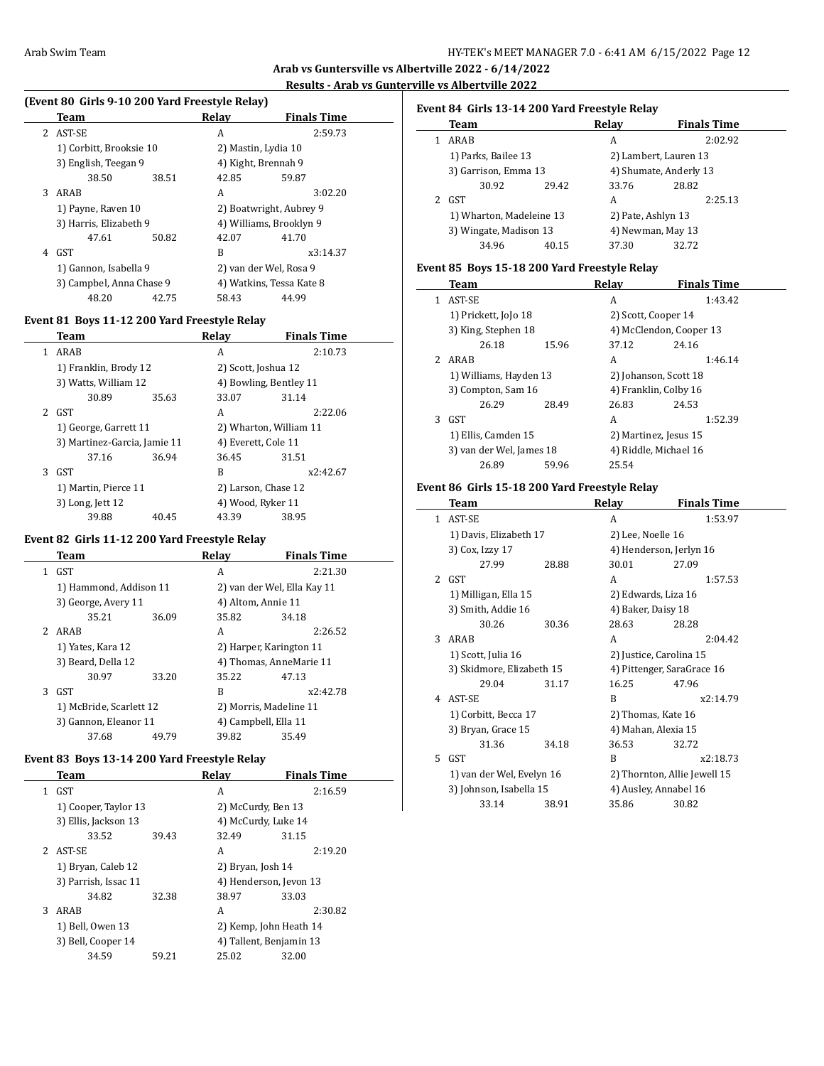## Arab vs Guntersville vs Albertville 2022 - 6/14/2022

### Results - Arab vs Gunterville vs Albertville 2022

**(Event 80 Girls 9-10 200 Yard Freestyle Relay)**

| | Team | Relay | Finals Time |
|---|---|---|---|
| 2 | AST-SE | A | 2:59.73 |
| | 1) Corbitt, Brooksie 10 | 2) Mastin, Lydia 10 | |
| | 3) English, Teegan 9 | 4) Kight, Brennah 9 | |
| | 38.50 38.51 | 42.85 59.87 | |
| 3 | ARAB | A | 3:02.20 |
| | 1) Payne, Raven 10 | 2) Boatwright, Aubrey 9 | |
| | 3) Harris, Elizabeth 9 | 4) Williams, Brooklyn 9 | |
| | 47.61 50.82 | 42.07 41.70 | |
| 4 | GST | B | x3:14.37 |
| | 1) Gannon, Isabella 9 | 2) van der Wel, Rosa 9 | |
| | 3) Campbel, Anna Chase 9 | 4) Watkins, Tessa Kate 8 | |
| | 48.20 42.75 | 58.43 44.99 | |

**Event 81 Boys 11-12 200 Yard Freestyle Relay**

| | Team | Relay | Finals Time |
|---|---|---|---|
| 1 | ARAB | A | 2:10.73 |
| | 1) Franklin, Brody 12 | 2) Scott, Joshua 12 | |
| | 3) Watts, William 12 | 4) Bowling, Bentley 11 | |
| | 30.89 35.63 | 33.07 31.14 | |
| 2 | GST | A | 2:22.06 |
| | 1) George, Garrett 11 | 2) Wharton, William 11 | |
| | 3) Martinez-Garcia, Jamie 11 | 4) Everett, Cole 11 | |
| | 37.16 36.94 | 36.45 31.51 | |
| 3 | GST | B | x2:42.67 |
| | 1) Martin, Pierce 11 | 2) Larson, Chase 12 | |
| | 3) Long, Jett 12 | 4) Wood, Ryker 11 | |
| | 39.88 40.45 | 43.39 38.95 | |

**Event 82 Girls 11-12 200 Yard Freestyle Relay**

| | Team | Relay | Finals Time |
|---|---|---|---|
| 1 | GST | A | 2:21.30 |
| | 1) Hammond, Addison 11 | 2) van der Wel, Ella Kay 11 | |
| | 3) George, Avery 11 | 4) Altom, Annie 11 | |
| | 35.21 36.09 | 35.82 34.18 | |
| 2 | ARAB | A | 2:26.52 |
| | 1) Yates, Kara 12 | 2) Harper, Karington 11 | |
| | 3) Beard, Della 12 | 4) Thomas, AnneMarie 11 | |
| | 30.97 33.20 | 35.22 47.13 | |
| 3 | GST | B | x2:42.78 |
| | 1) McBride, Scarlett 12 | 2) Morris, Madeline 11 | |
| | 3) Gannon, Eleanor 11 | 4) Campbell, Ella 11 | |
| | 37.68 49.79 | 39.82 35.49 | |

**Event 83 Boys 13-14 200 Yard Freestyle Relay**

| | Team | Relay | Finals Time |
|---|---|---|---|
| 1 | GST | A | 2:16.59 |
| | 1) Cooper, Taylor 13 | 2) McCurdy, Ben 13 | |
| | 3) Ellis, Jackson 13 | 4) McCurdy, Luke 14 | |
| | 33.52 39.43 | 32.49 31.15 | |
| 2 | AST-SE | A | 2:19.20 |
| | 1) Bryan, Caleb 12 | 2) Bryan, Josh 14 | |
| | 3) Parrish, Issac 11 | 4) Henderson, Jevon 13 | |
| | 34.82 32.38 | 38.97 33.03 | |
| 3 | ARAB | A | 2:30.82 |
| | 1) Bell, Owen 13 | 2) Kemp, John Heath 14 | |
| | 3) Bell, Cooper 14 | 4) Tallent, Benjamin 13 | |
| | 34.59 59.21 | 25.02 32.00 | |

**Event 84 Girls 13-14 200 Yard Freestyle Relay**

| | Team | Relay | Finals Time |
|---|---|---|---|
| 1 | ARAB | A | 2:02.92 |
| | 1) Parks, Bailee 13 | 2) Lambert, Lauren 13 | |
| | 3) Garrison, Emma 13 | 4) Shumate, Anderly 13 | |
| | 30.92 29.42 | 33.76 28.82 | |
| 2 | GST | A | 2:25.13 |
| | 1) Wharton, Madeleine 13 | 2) Pate, Ashlyn 13 | |
| | 3) Wingate, Madison 13 | 4) Newman, May 13 | |
| | 34.96 40.15 | 37.30 32.72 | |

**Event 85 Boys 15-18 200 Yard Freestyle Relay**

| | Team | Relay | Finals Time |
|---|---|---|---|
| 1 | AST-SE | A | 1:43.42 |
| | 1) Prickett, JoJo 18 | 2) Scott, Cooper 14 | |
| | 3) King, Stephen 18 | 4) McClendon, Cooper 13 | |
| | 26.18 15.96 | 37.12 24.16 | |
| 2 | ARAB | A | 1:46.14 |
| | 1) Williams, Hayden 13 | 2) Johanson, Scott 18 | |
| | 3) Compton, Sam 16 | 4) Franklin, Colby 16 | |
| | 26.29 28.49 | 26.83 24.53 | |
| 3 | GST | A | 1:52.39 |
| | 1) Ellis, Camden 15 | 2) Martinez, Jesus 15 | |
| | 3) van der Wel, James 18 | 4) Riddle, Michael 16 | |
| | 26.89 59.96 | 25.54 | |

**Event 86 Girls 15-18 200 Yard Freestyle Relay**

| | Team | Relay | Finals Time |
|---|---|---|---|
| 1 | AST-SE | A | 1:53.97 |
| | 1) Davis, Elizabeth 17 | 2) Lee, Noelle 16 | |
| | 3) Cox, Izzy 17 | 4) Henderson, Jerlyn 16 | |
| | 27.99 28.88 | 30.01 27.09 | |
| 2 | GST | A | 1:57.53 |
| | 1) Milligan, Ella 15 | 2) Edwards, Liza 16 | |
| | 3) Smith, Addie 16 | 4) Baker, Daisy 18 | |
| | 30.26 30.36 | 28.63 28.28 | |
| 3 | ARAB | A | 2:04.42 |
| | 1) Scott, Julia 16 | 2) Justice, Carolina 15 | |
| | 3) Skidmore, Elizabeth 15 | 4) Pittenger, SaraGrace 16 | |
| | 29.04 31.17 | 16.25 47.96 | |
| 4 | AST-SE | B | x2:14.79 |
| | 1) Corbitt, Becca 17 | 2) Thomas, Kate 16 | |
| | 3) Bryan, Grace 15 | 4) Mahan, Alexia 15 | |
| | 31.36 34.18 | 36.53 32.72 | |
| 5 | GST | B | x2:18.73 |
| | 1) van der Wel, Evelyn 16 | 2) Thornton, Allie Jewell 15 | |
| | 3) Johnson, Isabella 15 | 4) Ausley, Annabel 16 | |
| | 33.14 38.91 | 35.86 30.82 | |